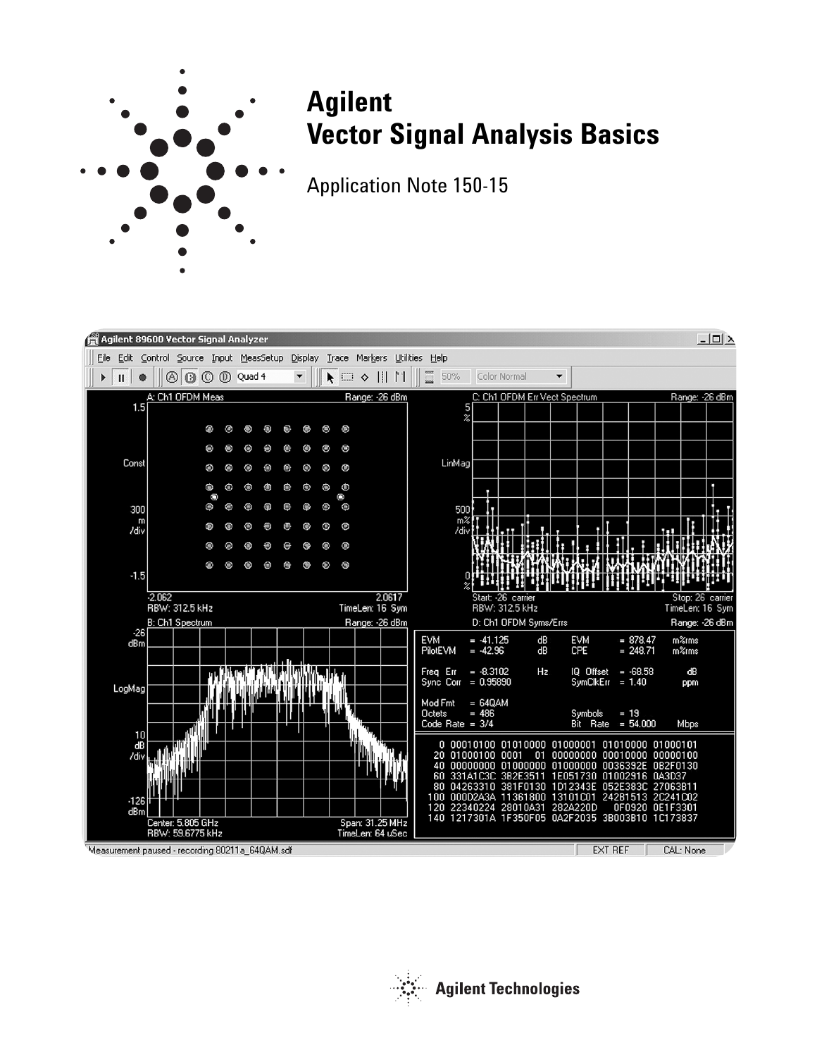# Agilent Vector Signal Analysis Basics

Application Note 150-15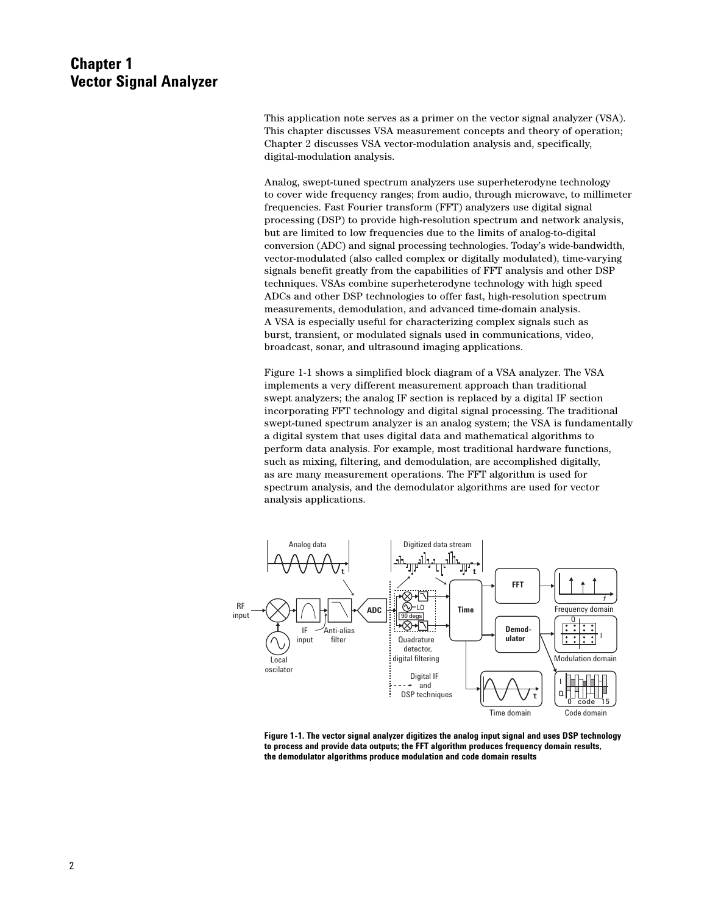# Chapter 1
# Vector Signal Analyzer

This application note serves as a primer on the vector signal analyzer (VSA). This chapter discusses VSA measurement concepts and theory of operation; Chapter 2 discusses VSA vector-modulation analysis and, specifically, digital-modulation analysis.

Analog, swept-tuned spectrum analyzers use superheterodyne technology to cover wide frequency ranges; from audio, through microwave, to millimeter frequencies. Fast Fourier transform (FFT) analyzers use digital signal processing (DSP) to provide high-resolution spectrum and network analysis, but are limited to low frequencies due to the limits of analog-to-digital conversion (ADC) and signal processing technologies. Today's wide-bandwidth, vector-modulated (also called complex or digitally modulated), time-varying signals benefit greatly from the capabilities of FFT analysis and other DSP techniques. VSAs combine superheterodyne technology with high speed ADCs and other DSP technologies to offer fast, high-resolution spectrum measurements, demodulation, and advanced time-domain analysis. A VSA is especially useful for characterizing complex signals such as burst, transient, or modulated signals used in communications, video, broadcast, sonar, and ultrasound imaging applications.

Figure 1-1 shows a simplified block diagram of a VSA analyzer. The VSA implements a very different measurement approach than traditional swept analyzers; the analog IF section is replaced by a digital IF section incorporating FFT technology and digital signal processing. The traditional swept-tuned spectrum analyzer is an analog system; the VSA is fundamentally a digital system that uses digital data and mathematical algorithms to perform data analysis. For example, most traditional hardware functions, such as mixing, filtering, and demodulation, are accomplished digitally, as are many measurement operations. The FFT algorithm is used for spectrum analysis, and the demodulator algorithms are used for vector analysis applications.

Analog data
Digitized data stream
RF input
IF input
Anti-alias filter
ADC
LO
90 degs
Quadrature detector, digital filtering
Local oscilator
Digital IF and DSP techniques
Time
FFT
Demod-ulator
Frequency domain
Modulation domain
Time domain
Code domain
0 code 15

**Figure 1-1. The vector signal analyzer digitizes the analog input signal and uses DSP technology to process and provide data outputs; the FFT algorithm produces frequency domain results, the demodulator algorithms produce modulation and code domain results**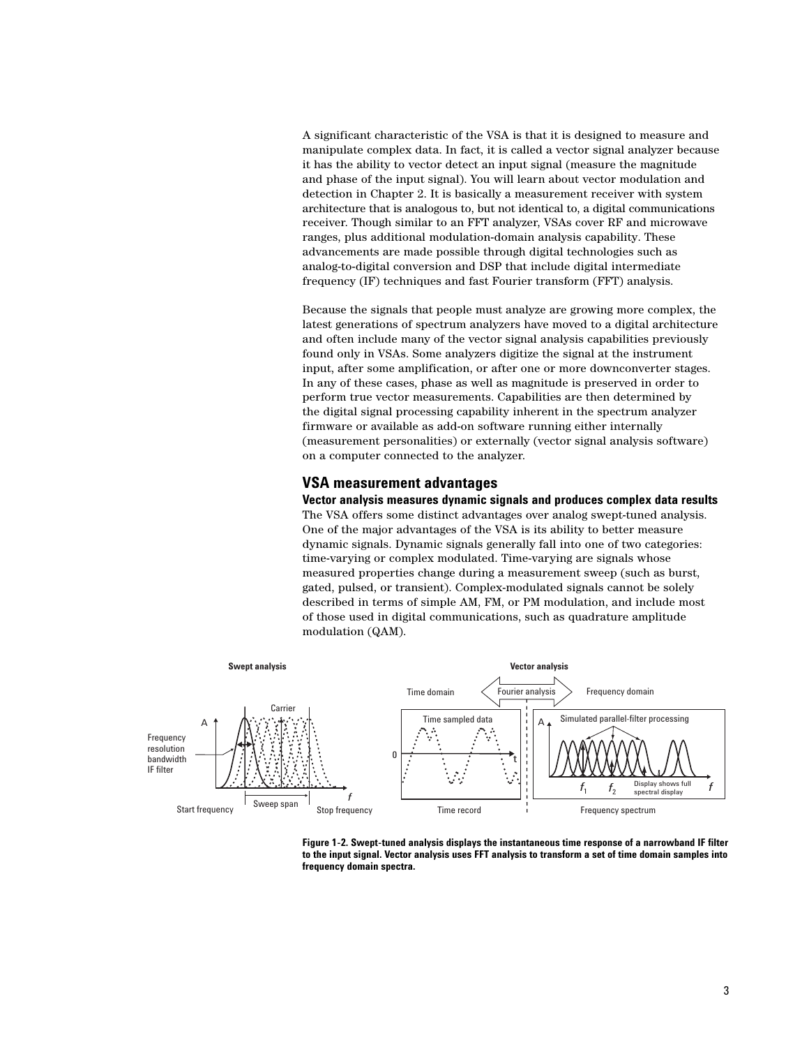A significant characteristic of the VSA is that it is designed to measure and manipulate complex data. In fact, it is called a vector signal analyzer because it has the ability to vector detect an input signal (measure the magnitude and phase of the input signal). You will learn about vector modulation and detection in Chapter 2. It is basically a measurement receiver with system architecture that is analogous to, but not identical to, a digital communications receiver. Though similar to an FFT analyzer, VSAs cover RF and microwave ranges, plus additional modulation-domain analysis capability. These advancements are made possible through digital technologies such as analog-to-digital conversion and DSP that include digital intermediate frequency (IF) techniques and fast Fourier transform (FFT) analysis.

Because the signals that people must analyze are growing more complex, the latest generations of spectrum analyzers have moved to a digital architecture and often include many of the vector signal analysis capabilities previously found only in VSAs. Some analyzers digitize the signal at the instrument input, after some amplification, or after one or more downconverter stages. In any of these cases, phase as well as magnitude is preserved in order to perform true vector measurements. Capabilities are then determined by the digital signal processing capability inherent in the spectrum analyzer firmware or available as add-on software running either internally (measurement personalities) or externally (vector signal analysis software) on a computer connected to the analyzer.

## VSA measurement advantages

### Vector analysis measures dynamic signals and produces complex data results

The VSA offers some distinct advantages over analog swept-tuned analysis. One of the major advantages of the VSA is its ability to better measure dynamic signals. Dynamic signals generally fall into one of two categories: time-varying or complex modulated. Time-varying are signals whose measured properties change during a measurement sweep (such as burst, gated, pulsed, or transient). Complex-modulated signals cannot be solely described in terms of simple AM, FM, or PM modulation, and include most of those used in digital communications, such as quadrature amplitude modulation (QAM).

Swept analysis

Vector analysis

A

Frequency resolution bandwidth IF filter

Carrier

Start frequency

Sweep span

Stop frequency

f

Time domain

Fourier analysis

Frequency domain

Time sampled data

0

t

Time record

A

Simulated parallel-filter processing

$f_1$ $f_2$

Display shows full spectral display

f

Frequency spectrum

**Figure 1-2. Swept-tuned analysis displays the instantaneous time response of a narrowband IF filter to the input signal. Vector analysis uses FFT analysis to transform a set of time domain samples into frequency domain spectra.**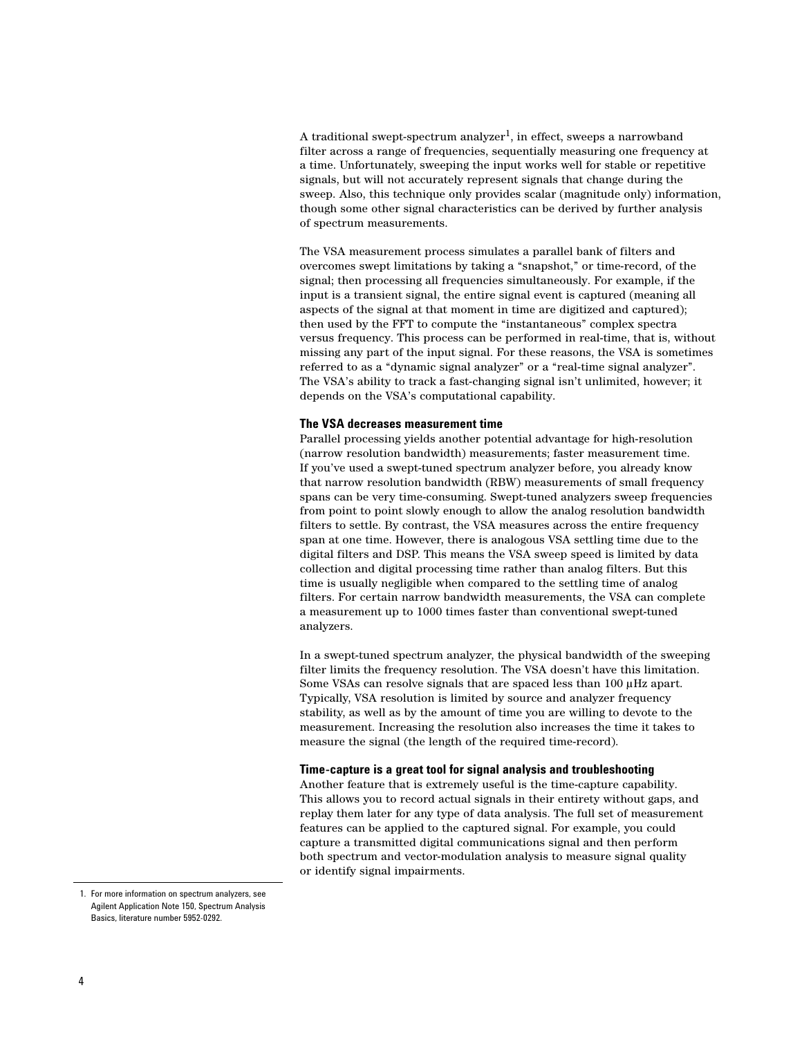A traditional swept-spectrum analyzer[1], in effect, sweeps a narrowband filter across a range of frequencies, sequentially measuring one frequency at a time. Unfortunately, sweeping the input works well for stable or repetitive signals, but will not accurately represent signals that change during the sweep. Also, this technique only provides scalar (magnitude only) information, though some other signal characteristics can be derived by further analysis of spectrum measurements.

The VSA measurement process simulates a parallel bank of filters and overcomes swept limitations by taking a "snapshot," or time-record, of the signal; then processing all frequencies simultaneously. For example, if the input is a transient signal, the entire signal event is captured (meaning all aspects of the signal at that moment in time are digitized and captured); then used by the FFT to compute the "instantaneous" complex spectra versus frequency. This process can be performed in real-time, that is, without missing any part of the input signal. For these reasons, the VSA is sometimes referred to as a "dynamic signal analyzer" or a "real-time signal analyzer". The VSA's ability to track a fast-changing signal isn't unlimited, however; it depends on the VSA's computational capability.

**The VSA decreases measurement time**

Parallel processing yields another potential advantage for high-resolution (narrow resolution bandwidth) measurements; faster measurement time. If you've used a swept-tuned spectrum analyzer before, you already know that narrow resolution bandwidth (RBW) measurements of small frequency spans can be very time-consuming. Swept-tuned analyzers sweep frequencies from point to point slowly enough to allow the analog resolution bandwidth filters to settle. By contrast, the VSA measures across the entire frequency span at one time. However, there is analogous VSA settling time due to the digital filters and DSP. This means the VSA sweep speed is limited by data collection and digital processing time rather than analog filters. But this time is usually negligible when compared to the settling time of analog filters. For certain narrow bandwidth measurements, the VSA can complete a measurement up to 1000 times faster than conventional swept-tuned analyzers.

In a swept-tuned spectrum analyzer, the physical bandwidth of the sweeping filter limits the frequency resolution. The VSA doesn't have this limitation. Some VSAs can resolve signals that are spaced less than 100 μHz apart. Typically, VSA resolution is limited by source and analyzer frequency stability, as well as by the amount of time you are willing to devote to the measurement. Increasing the resolution also increases the time it takes to measure the signal (the length of the required time-record).

**Time-capture is a great tool for signal analysis and troubleshooting**

Another feature that is extremely useful is the time-capture capability. This allows you to record actual signals in their entirety without gaps, and replay them later for any type of data analysis. The full set of measurement features can be applied to the captured signal. For example, you could capture a transmitted digital communications signal and then perform both spectrum and vector-modulation analysis to measure signal quality or identify signal impairments.

1. For more information on spectrum analyzers, see Agilent Application Note 150, Spectrum Analysis Basics, literature number 5952-0292.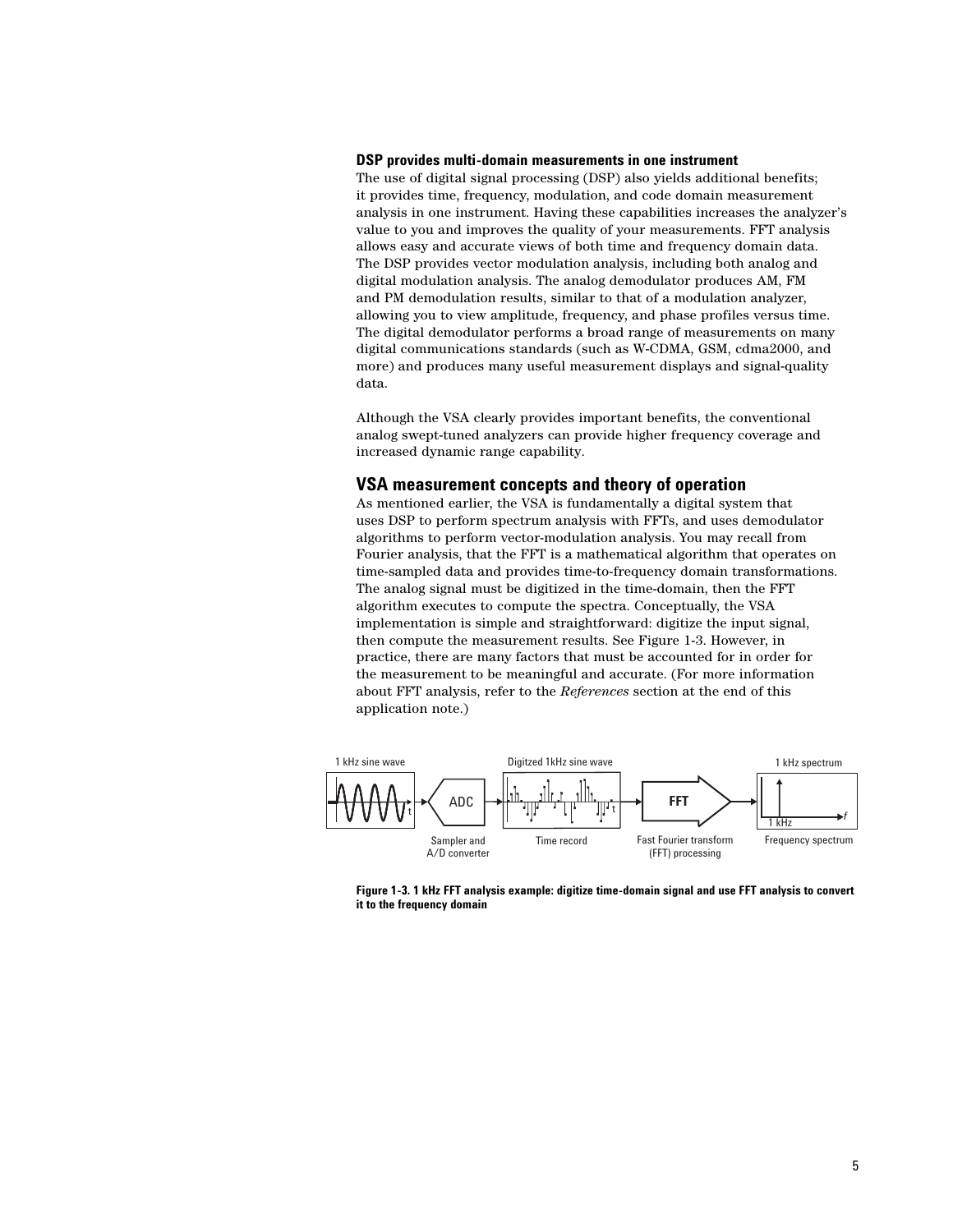### DSP provides multi-domain measurements in one instrument

The use of digital signal processing (DSP) also yields additional benefits; it provides time, frequency, modulation, and code domain measurement analysis in one instrument. Having these capabilities increases the analyzer's value to you and improves the quality of your measurements. FFT analysis allows easy and accurate views of both time and frequency domain data. The DSP provides vector modulation analysis, including both analog and digital modulation analysis. The analog demodulator produces AM, FM and PM demodulation results, similar to that of a modulation analyzer, allowing you to view amplitude, frequency, and phase profiles versus time. The digital demodulator performs a broad range of measurements on many digital communications standards (such as W-CDMA, GSM, cdma2000, and more) and produces many useful measurement displays and signal-quality data.

Although the VSA clearly provides important benefits, the conventional analog swept-tuned analyzers can provide higher frequency coverage and increased dynamic range capability.

## VSA measurement concepts and theory of operation

As mentioned earlier, the VSA is fundamentally a digital system that uses DSP to perform spectrum analysis with FFTs, and uses demodulator algorithms to perform vector-modulation analysis. You may recall from Fourier analysis, that the FFT is a mathematical algorithm that operates on time-sampled data and provides time-to-frequency domain transformations. The analog signal must be digitized in the time-domain, then the FFT algorithm executes to compute the spectra. Conceptually, the VSA implementation is simple and straightforward: digitize the input signal, then compute the measurement results. See Figure 1-3. However, in practice, there are many factors that must be accounted for in order for the measurement to be meaningful and accurate. (For more information about FFT analysis, refer to the *References* section at the end of this application note.)

1 kHz sine wave
t
ADC
Sampler and A/D converter
Digitzed 1kHz sine wave
t
Time record
FFT
Fast Fourier transform (FFT) processing
1 kHz spectrum
1 kHz
f
Frequency spectrum

**Figure 1-3. 1 kHz FFT analysis example: digitize time-domain signal and use FFT analysis to convert it to the frequency domain**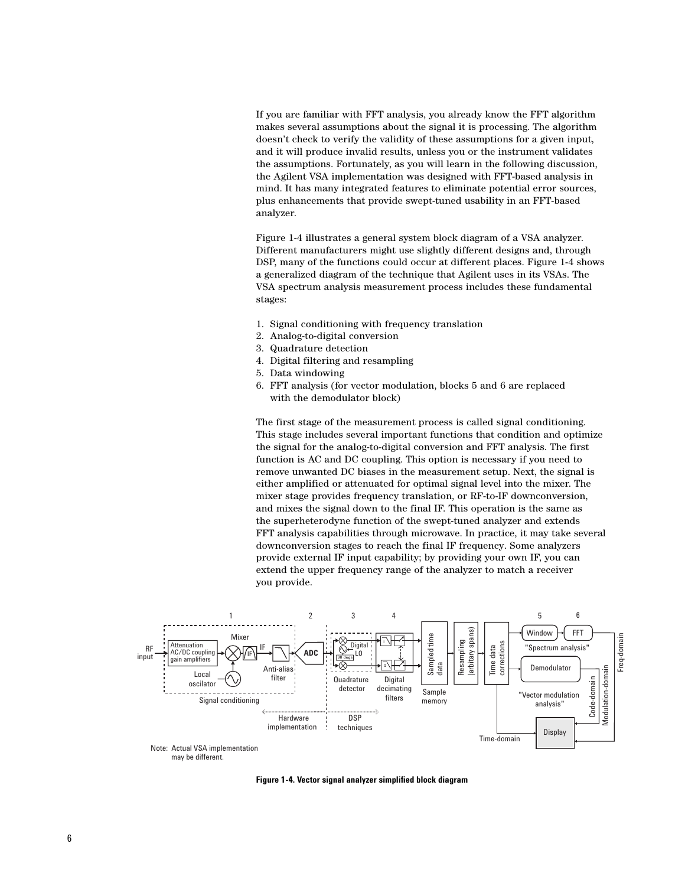If you are familiar with FFT analysis, you already know the FFT algorithm makes several assumptions about the signal it is processing. The algorithm doesn't check to verify the validity of these assumptions for a given input, and it will produce invalid results, unless you or the instrument validates the assumptions. Fortunately, as you will learn in the following discussion, the Agilent VSA implementation was designed with FFT-based analysis in mind. It has many integrated features to eliminate potential error sources, plus enhancements that provide swept-tuned usability in an FFT-based analyzer.

Figure 1-4 illustrates a general system block diagram of a VSA analyzer. Different manufacturers might use slightly different designs and, through DSP, many of the functions could occur at different places. Figure 1-4 shows a generalized diagram of the technique that Agilent uses in its VSAs. The VSA spectrum analysis measurement process includes these fundamental stages:

1. Signal conditioning with frequency translation
2. Analog-to-digital conversion
3. Quadrature detection
4. Digital filtering and resampling
5. Data windowing
6. FFT analysis (for vector modulation, blocks 5 and 6 are replaced with the demodulator block)

The first stage of the measurement process is called signal conditioning. This stage includes several important functions that condition and optimize the signal for the analog-to-digital conversion and FFT analysis. The first function is AC and DC coupling. This option is necessary if you need to remove unwanted DC biases in the measurement setup. Next, the signal is either amplified or attenuated for optimal signal level into the mixer. The mixer stage provides frequency translation, or RF-to-IF downconversion, and mixes the signal down to the final IF. This operation is the same as the superheterodyne function of the swept-tuned analyzer and extends FFT analysis capabilities through microwave. In practice, it may take several downconversion stages to reach the final IF frequency. Some analyzers provide external IF input capability; by providing your own IF, you can extend the upper frequency range of the analyzer to match a receiver you provide.

1 2 3 4 5 6

RF input

Attenuation AC/DC coupling gain amplifiers

Mixer

IF

Local oscillator

Anti-alias filter

Signal conditioning

ADC

Digital LO

90 degs

Quadrature detector

Digital decimating filters

Hardware implementation

DSP techniques

Sampled time data

Sample memory

Resampling (arbitary spans)

Time data corrections

Window

FFT

"Spectrum analysis"

Demodulator

"Vector modulation analysis"

Code-domain

Modulation-domain

Freq-domain

Time-domain

Display

Note: Actual VSA implementation may be different.

**Figure 1-4. Vector signal analyzer simplified block diagram**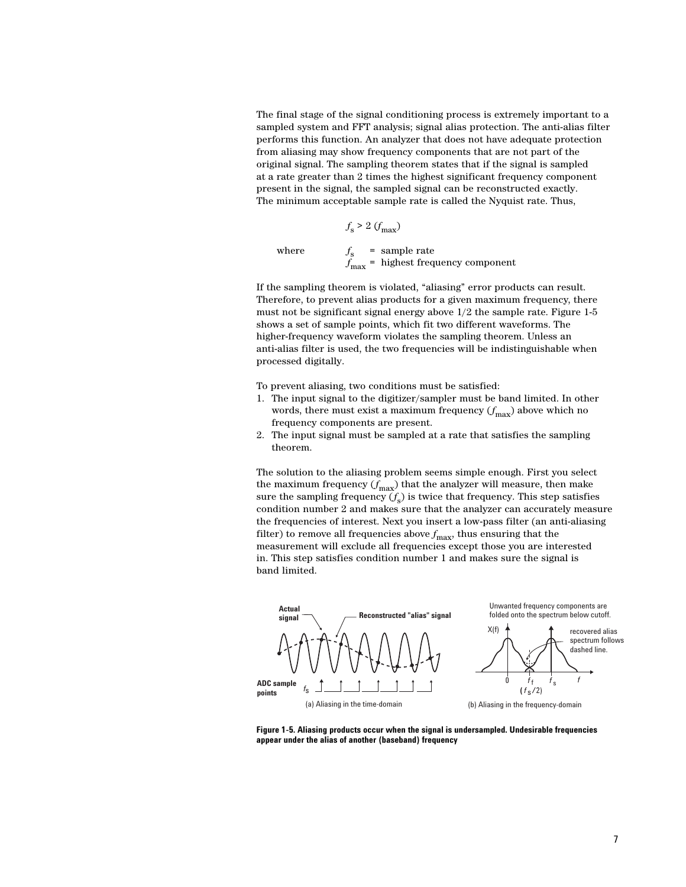The final stage of the signal conditioning process is extremely important to a sampled system and FFT analysis; signal alias protection. The anti-alias filter performs this function. An analyzer that does not have adequate protection from aliasing may show frequency components that are not part of the original signal. The sampling theorem states that if the signal is sampled at a rate greater than 2 times the highest significant frequency component present in the signal, the sampled signal can be reconstructed exactly. The minimum acceptable sample rate is called the Nyquist rate. Thus,

$$f_s > 2\ (f_{max})$$

where $f_s$ = sample rate
$f_{max}$ = highest frequency component

If the sampling theorem is violated, "aliasing" error products can result. Therefore, to prevent alias products for a given maximum frequency, there must not be significant signal energy above 1/2 the sample rate. Figure 1-5 shows a set of sample points, which fit two different waveforms. The higher-frequency waveform violates the sampling theorem. Unless an anti-alias filter is used, the two frequencies will be indistinguishable when processed digitally.

To prevent aliasing, two conditions must be satisfied:

1. The input signal to the digitizer/sampler must be band limited. In other words, there must exist a maximum frequency ($f_{max}$) above which no frequency components are present.
2. The input signal must be sampled at a rate that satisfies the sampling theorem.

The solution to the aliasing problem seems simple enough. First you select the maximum frequency ($f_{max}$) that the analyzer will measure, then make sure the sampling frequency ($f_s$) is twice that frequency. This step satisfies condition number 2 and makes sure that the analyzer can accurately measure the frequencies of interest. Next you insert a low-pass filter (an anti-aliasing filter) to remove all frequencies above $f_{max}$, thus ensuring that the measurement will exclude all frequencies except those you are interested in. This step satisfies condition number 1 and makes sure the signal is band limited.

**Figure 1-5. Aliasing products occur when the signal is undersampled. Undesirable frequencies appear under the alias of another (baseband) frequency**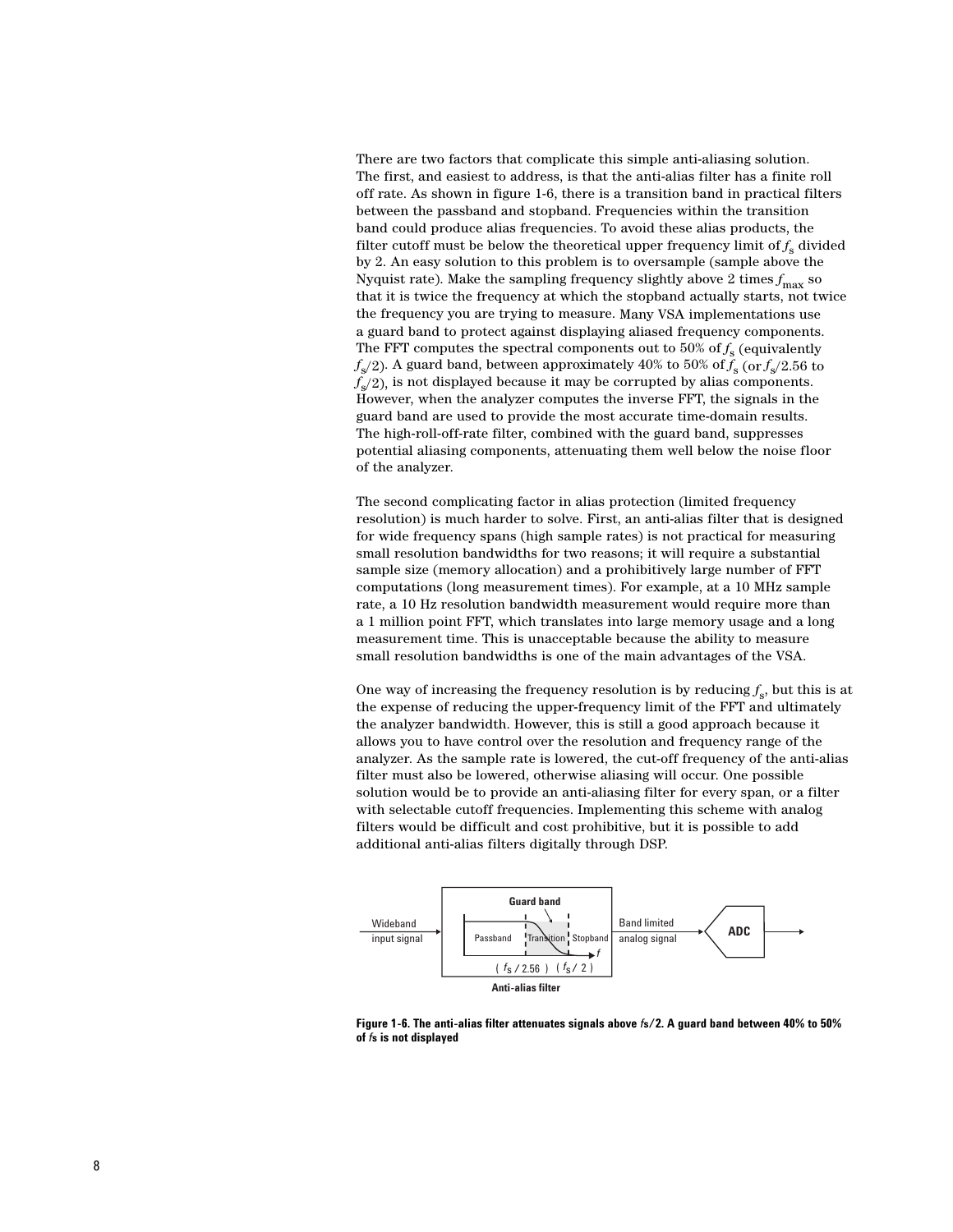There are two factors that complicate this simple anti-aliasing solution. The first, and easiest to address, is that the anti-alias filter has a finite roll off rate. As shown in figure 1-6, there is a transition band in practical filters between the passband and stopband. Frequencies within the transition band could produce alias frequencies. To avoid these alias products, the filter cutoff must be below the theoretical upper frequency limit of $f_s$ divided by 2. An easy solution to this problem is to oversample (sample above the Nyquist rate). Make the sampling frequency slightly above 2 times $f_{max}$ so that it is twice the frequency at which the stopband actually starts, not twice the frequency you are trying to measure. Many VSA implementations use a guard band to protect against displaying aliased frequency components. The FFT computes the spectral components out to 50% of $f_s$ (equivalently $f_s/2$). A guard band, between approximately 40% to 50% of $f_s$ (or $f_s/2.56$ to $f_s/2$), is not displayed because it may be corrupted by alias components. However, when the analyzer computes the inverse FFT, the signals in the guard band are used to provide the most accurate time-domain results. The high-roll-off-rate filter, combined with the guard band, suppresses potential aliasing components, attenuating them well below the noise floor of the analyzer.

The second complicating factor in alias protection (limited frequency resolution) is much harder to solve. First, an anti-alias filter that is designed for wide frequency spans (high sample rates) is not practical for measuring small resolution bandwidths for two reasons; it will require a substantial sample size (memory allocation) and a prohibitively large number of FFT computations (long measurement times). For example, at a 10 MHz sample rate, a 10 Hz resolution bandwidth measurement would require more than a 1 million point FFT, which translates into large memory usage and a long measurement time. This is unacceptable because the ability to measure small resolution bandwidths is one of the main advantages of the VSA.

One way of increasing the frequency resolution is by reducing $f_s$, but this is at the expense of reducing the upper-frequency limit of the FFT and ultimately the analyzer bandwidth. However, this is still a good approach because it allows you to have control over the resolution and frequency range of the analyzer. As the sample rate is lowered, the cut-off frequency of the anti-alias filter must also be lowered, otherwise aliasing will occur. One possible solution would be to provide an anti-aliasing filter for every span, or a filter with selectable cutoff frequencies. Implementing this scheme with analog filters would be difficult and cost prohibitive, but it is possible to add additional anti-alias filters digitally through DSP.

Guard band

Wideband input signal

Passband

Transition

Stopband

$f$

( $f_S$ / 2.56 ) ( $f_S$ / 2 )

Anti-alias filter

Band limited analog signal

ADC

**Figure 1-6. The anti-alias filter attenuates signals above $f_s/2$. A guard band between 40% to 50% of $f_s$ is not displayed**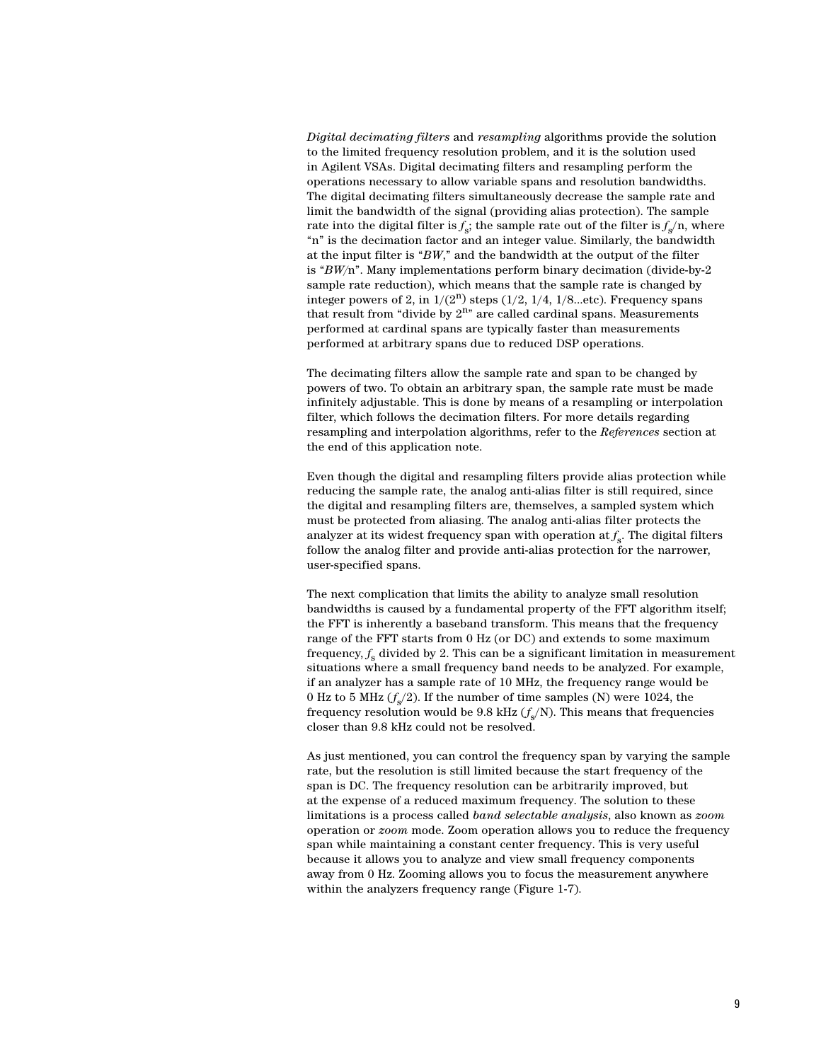*Digital decimating filters* and *resampling* algorithms provide the solution to the limited frequency resolution problem, and it is the solution used in Agilent VSAs. Digital decimating filters and resampling perform the operations necessary to allow variable spans and resolution bandwidths. The digital decimating filters simultaneously decrease the sample rate and limit the bandwidth of the signal (providing alias protection). The sample rate into the digital filter is $f_s$; the sample rate out of the filter is $f_s/n$, where "n" is the decimation factor and an integer value. Similarly, the bandwidth at the input filter is "*BW*," and the bandwidth at the output of the filter is "*BW*/n". Many implementations perform binary decimation (divide-by-2 sample rate reduction), which means that the sample rate is changed by integer powers of 2, in $1/(2^n)$ steps (1/2, 1/4, 1/8...etc). Frequency spans that result from "divide by $2^n$" are called cardinal spans. Measurements performed at cardinal spans are typically faster than measurements performed at arbitrary spans due to reduced DSP operations.

The decimating filters allow the sample rate and span to be changed by powers of two. To obtain an arbitrary span, the sample rate must be made infinitely adjustable. This is done by means of a resampling or interpolation filter, which follows the decimation filters. For more details regarding resampling and interpolation algorithms, refer to the *References* section at the end of this application note.

Even though the digital and resampling filters provide alias protection while reducing the sample rate, the analog anti-alias filter is still required, since the digital and resampling filters are, themselves, a sampled system which must be protected from aliasing. The analog anti-alias filter protects the analyzer at its widest frequency span with operation at $f_s$. The digital filters follow the analog filter and provide anti-alias protection for the narrower, user-specified spans.

The next complication that limits the ability to analyze small resolution bandwidths is caused by a fundamental property of the FFT algorithm itself; the FFT is inherently a baseband transform. This means that the frequency range of the FFT starts from 0 Hz (or DC) and extends to some maximum frequency, $f_s$ divided by 2. This can be a significant limitation in measurement situations where a small frequency band needs to be analyzed. For example, if an analyzer has a sample rate of 10 MHz, the frequency range would be 0 Hz to 5 MHz ($f_s/2$). If the number of time samples (N) were 1024, the frequency resolution would be 9.8 kHz ($f_s/N$). This means that frequencies closer than 9.8 kHz could not be resolved.

As just mentioned, you can control the frequency span by varying the sample rate, but the resolution is still limited because the start frequency of the span is DC. The frequency resolution can be arbitrarily improved, but at the expense of a reduced maximum frequency. The solution to these limitations is a process called *band selectable analysis*, also known as *zoom* operation or *zoom* mode. Zoom operation allows you to reduce the frequency span while maintaining a constant center frequency. This is very useful because it allows you to analyze and view small frequency components away from 0 Hz. Zooming allows you to focus the measurement anywhere within the analyzers frequency range (Figure 1-7).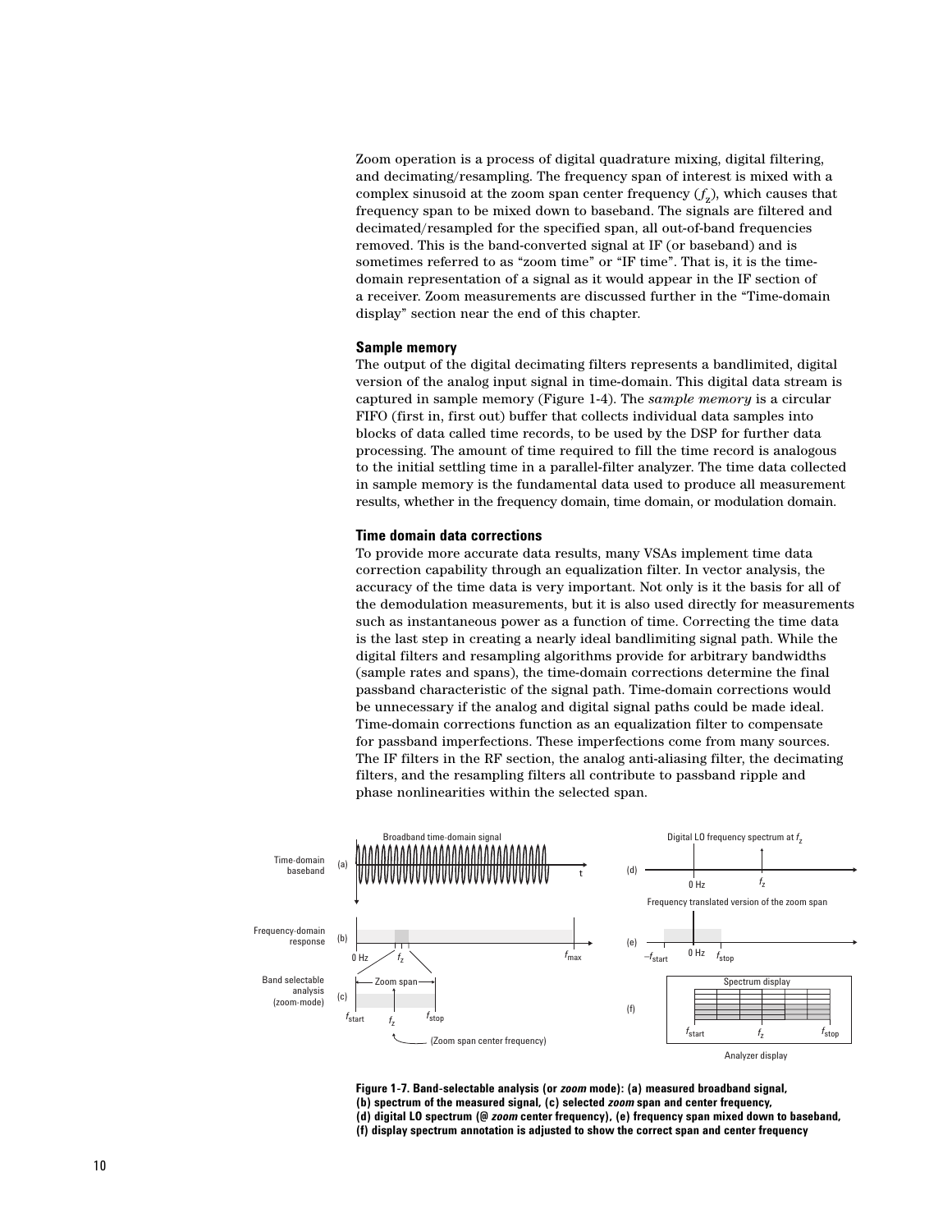Zoom operation is a process of digital quadrature mixing, digital filtering, and decimating/resampling. The frequency span of interest is mixed with a complex sinusoid at the zoom span center frequency ($f_z$), which causes that frequency span to be mixed down to baseband. The signals are filtered and decimated/resampled for the specified span, all out-of-band frequencies removed. This is the band-converted signal at IF (or baseband) and is sometimes referred to as "zoom time" or "IF time". That is, it is the time-domain representation of a signal as it would appear in the IF section of a receiver. Zoom measurements are discussed further in the "Time-domain display" section near the end of this chapter.

### Sample memory

The output of the digital decimating filters represents a bandlimited, digital version of the analog input signal in time-domain. This digital data stream is captured in sample memory (Figure 1-4). The *sample memory* is a circular FIFO (first in, first out) buffer that collects individual data samples into blocks of data called time records, to be used by the DSP for further data processing. The amount of time required to fill the time record is analogous to the initial settling time in a parallel-filter analyzer. The time data collected in sample memory is the fundamental data used to produce all measurement results, whether in the frequency domain, time domain, or modulation domain.

### Time domain data corrections

To provide more accurate data results, many VSAs implement time data correction capability through an equalization filter. In vector analysis, the accuracy of the time data is very important. Not only is it the basis for all of the demodulation measurements, but it is also used directly for measurements such as instantaneous power as a function of time. Correcting the time data is the last step in creating a nearly ideal bandlimiting signal path. While the digital filters and resampling algorithms provide for arbitrary bandwidths (sample rates and spans), the time-domain corrections determine the final passband characteristic of the signal path. Time-domain corrections would be unnecessary if the analog and digital signal paths could be made ideal. Time-domain corrections function as an equalization filter to compensate for passband imperfections. These imperfections come from many sources. The IF filters in the RF section, the analog anti-aliasing filter, the decimating filters, and the resampling filters all contribute to passband ripple and phase nonlinearities within the selected span.

**Figure 1-7. Band-selectable analysis (or *zoom* mode): (a) measured broadband signal, (b) spectrum of the measured signal, (c) selected *zoom* span and center frequency, (d) digital LO spectrum (@ *zoom* center frequency), (e) frequency span mixed down to baseband, (f) display spectrum annotation is adjusted to show the correct span and center frequency**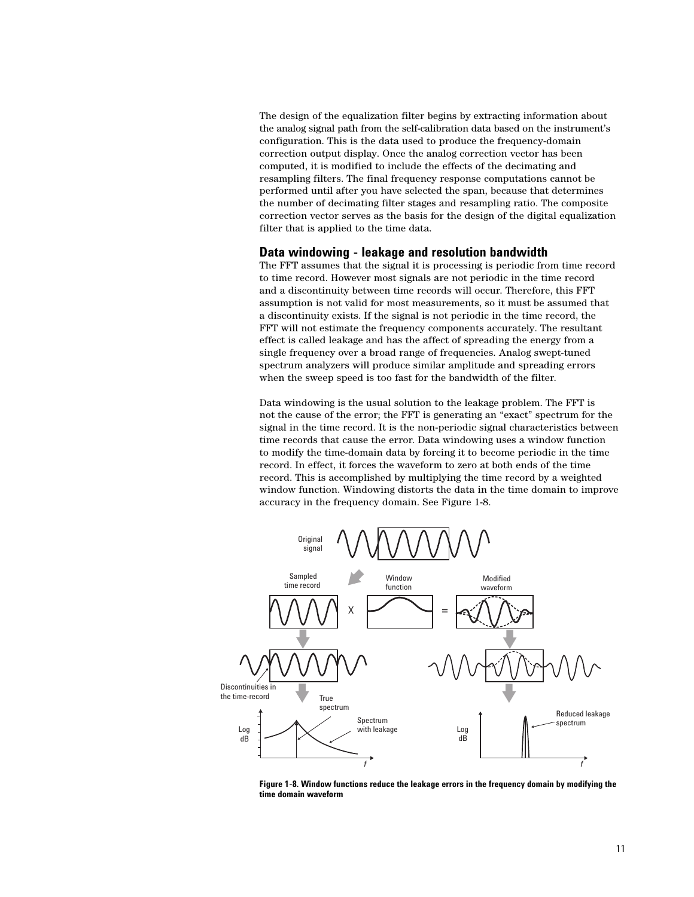The design of the equalization filter begins by extracting information about the analog signal path from the self-calibration data based on the instrument's configuration. This is the data used to produce the frequency-domain correction output display. Once the analog correction vector has been computed, it is modified to include the effects of the decimating and resampling filters. The final frequency response computations cannot be performed until after you have selected the span, because that determines the number of decimating filter stages and resampling ratio. The composite correction vector serves as the basis for the design of the digital equalization filter that is applied to the time data.

## Data windowing - leakage and resolution bandwidth

The FFT assumes that the signal it is processing is periodic from time record to time record. However most signals are not periodic in the time record and a discontinuity between time records will occur. Therefore, this FFT assumption is not valid for most measurements, so it must be assumed that a discontinuity exists. If the signal is not periodic in the time record, the FFT will not estimate the frequency components accurately. The resultant effect is called leakage and has the affect of spreading the energy from a single frequency over a broad range of frequencies. Analog swept-tuned spectrum analyzers will produce similar amplitude and spreading errors when the sweep speed is too fast for the bandwidth of the filter.

Data windowing is the usual solution to the leakage problem. The FFT is not the cause of the error; the FFT is generating an "exact" spectrum for the signal in the time record. It is the non-periodic signal characteristics between time records that cause the error. Data windowing uses a window function to modify the time-domain data by forcing it to become periodic in the time record. In effect, it forces the waveform to zero at both ends of the time record. This is accomplished by multiplying the time record by a weighted window function. Windowing distorts the data in the time domain to improve accuracy in the frequency domain. See Figure 1-8.

Original signal

Sampled time record

Window function

Modified waveform

X

=

Discontinuities in the time-record

True spectrum

Spectrum with leakage

Reduced leakage spectrum

Log dB

Log dB

f

f

**Figure 1-8. Window functions reduce the leakage errors in the frequency domain by modifying the time domain waveform**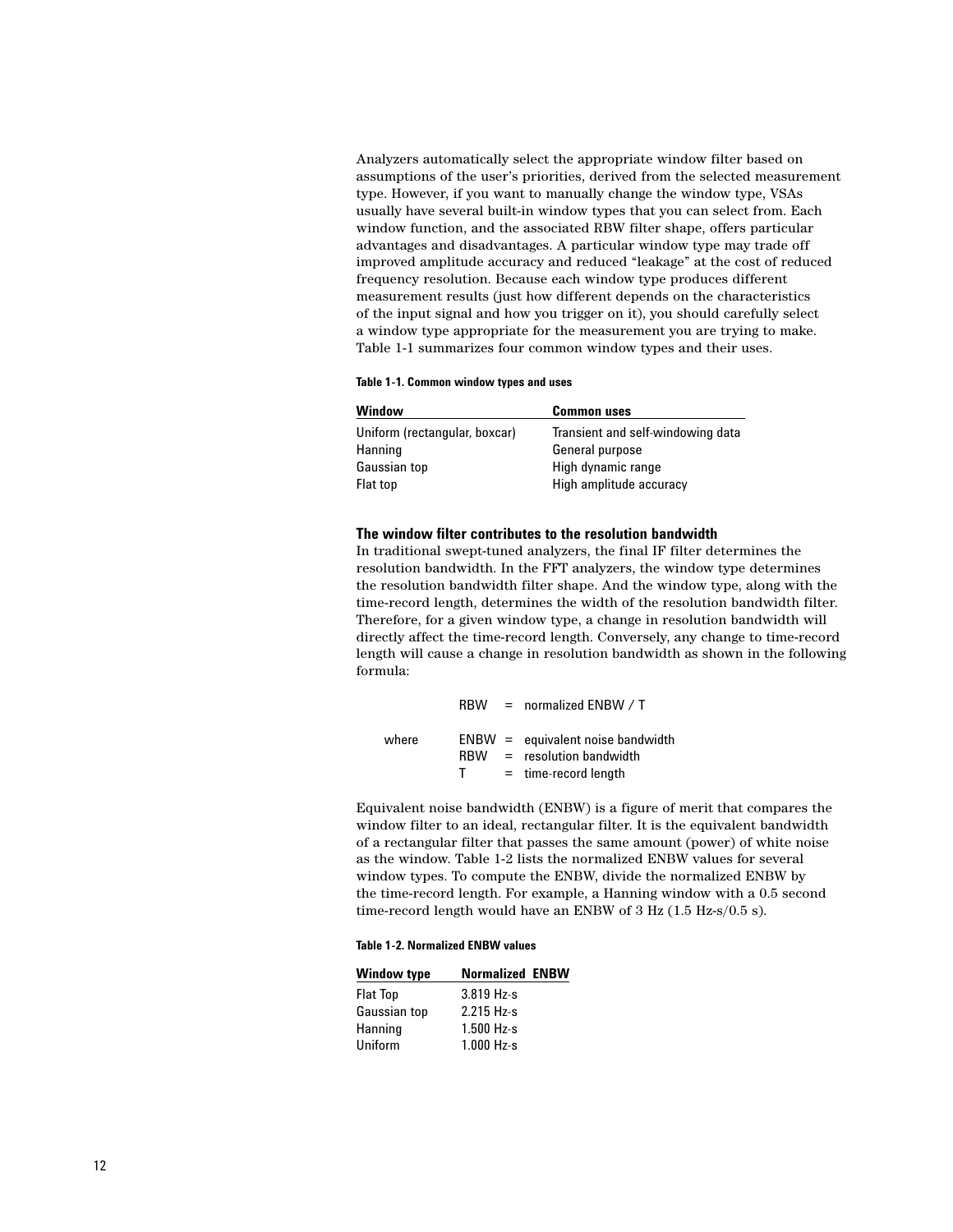Analyzers automatically select the appropriate window filter based on assumptions of the user's priorities, derived from the selected measurement type. However, if you want to manually change the window type, VSAs usually have several built-in window types that you can select from. Each window function, and the associated RBW filter shape, offers particular advantages and disadvantages. A particular window type may trade off improved amplitude accuracy and reduced "leakage" at the cost of reduced frequency resolution. Because each window type produces different measurement results (just how different depends on the characteristics of the input signal and how you trigger on it), you should carefully select a window type appropriate for the measurement you are trying to make. Table 1-1 summarizes four common window types and their uses.

**Table 1-1. Common window types and uses**

| Window | Common uses |
|---|---|
| Uniform (rectangular, boxcar) | Transient and self-windowing data |
| Hanning | General purpose |
| Gaussian top | High dynamic range |
| Flat top | High amplitude accuracy |

### The window filter contributes to the resolution bandwidth

In traditional swept-tuned analyzers, the final IF filter determines the resolution bandwidth. In the FFT analyzers, the window type determines the resolution bandwidth filter shape. And the window type, along with the time-record length, determines the width of the resolution bandwidth filter. Therefore, for a given window type, a change in resolution bandwidth will directly affect the time-record length. Conversely, any change to time-record length will cause a change in resolution bandwidth as shown in the following formula:

$$\text{RBW} = \text{normalized ENBW} / T$$

where
ENBW = equivalent noise bandwidth
RBW = resolution bandwidth
T = time-record length

Equivalent noise bandwidth (ENBW) is a figure of merit that compares the window filter to an ideal, rectangular filter. It is the equivalent bandwidth of a rectangular filter that passes the same amount (power) of white noise as the window. Table 1-2 lists the normalized ENBW values for several window types. To compute the ENBW, divide the normalized ENBW by the time-record length. For example, a Hanning window with a 0.5 second time-record length would have an ENBW of 3 Hz (1.5 Hz-s/0.5 s).

**Table 1-2. Normalized ENBW values**

| Window type | Normalized ENBW |
|---|---|
| Flat Top | 3.819 Hz-s |
| Gaussian top | 2.215 Hz-s |
| Hanning | 1.500 Hz-s |
| Uniform | 1.000 Hz-s |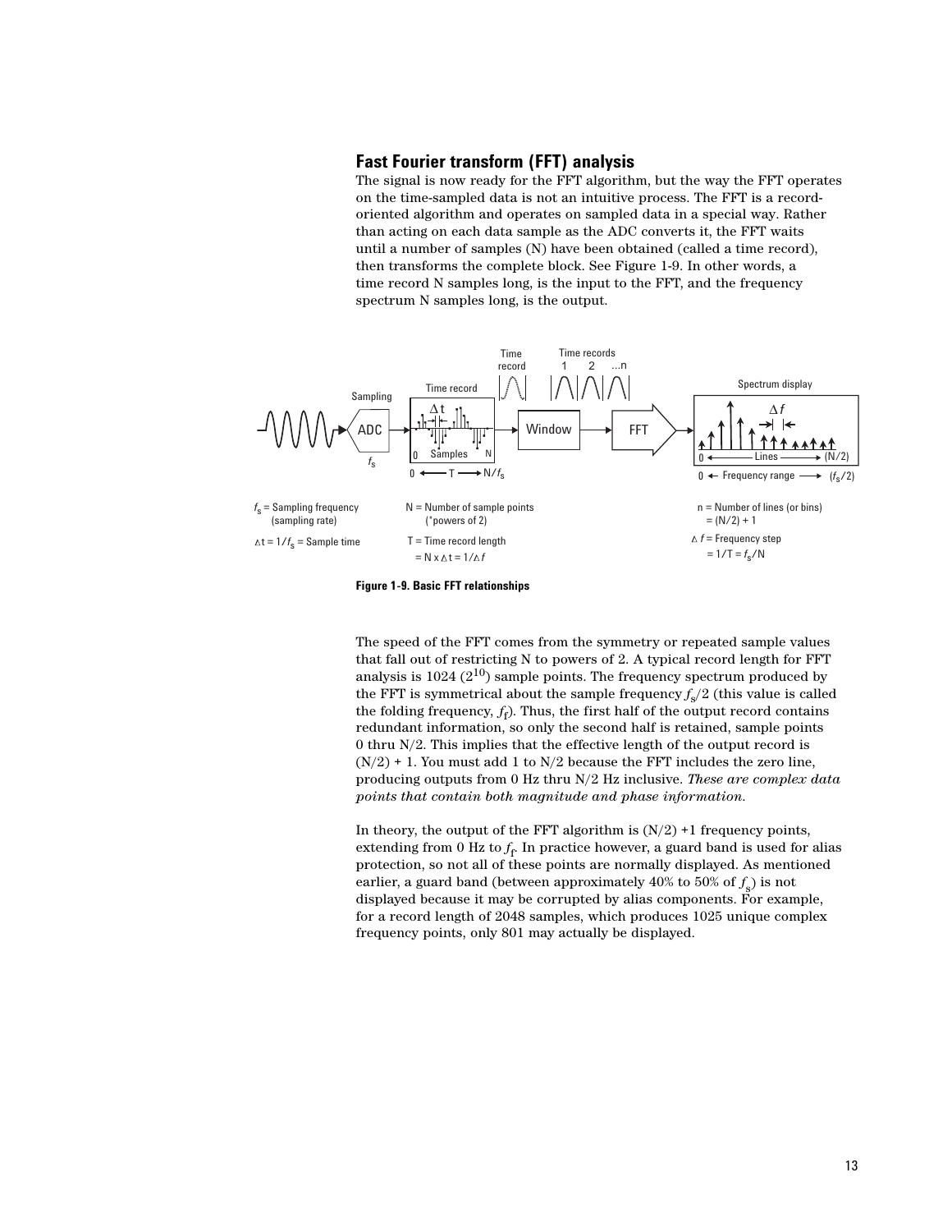## Fast Fourier transform (FFT) analysis

The signal is now ready for the FFT algorithm, but the way the FFT operates on the time-sampled data is not an intuitive process. The FFT is a record-oriented algorithm and operates on sampled data in a special way. Rather than acting on each data sample as the ADC converts it, the FFT waits until a number of samples (N) have been obtained (called a time record), then transforms the complete block. See Figure 1-9. In other words, a time record N samples long, is the input to the FFT, and the frequency spectrum N samples long, is the output.

Sampling
ADC
$f_s$
Time record
$\Delta t$
0 Samples N
0 ← T → $N/f_s$
Time record
Time records
1 2 ...n
Window
FFT
Spectrum display
$\Delta f$
0 ← Lines → (N/2)
0 ← Frequency range → ($f_s$/2)

$f_s$ = Sampling frequency (sampling rate)

$\Delta t = 1/f_s$ = Sample time

N = Number of sample points (*powers of 2)

T = Time record length = $N \times \Delta t = 1/\Delta f$

n = Number of lines (or bins) = (N/2) + 1

$\Delta f$ = Frequency step = $1/T = f_s/N$

**Figure 1-9. Basic FFT relationships**

The speed of the FFT comes from the symmetry or repeated sample values that fall out of restricting N to powers of 2. A typical record length for FFT analysis is 1024 ($2^{10}$) sample points. The frequency spectrum produced by the FFT is symmetrical about the sample frequency $f_s/2$ (this value is called the folding frequency, $f_f$). Thus, the first half of the output record contains redundant information, so only the second half is retained, sample points 0 thru N/2. This implies that the effective length of the output record is (N/2) + 1. You must add 1 to N/2 because the FFT includes the zero line, producing outputs from 0 Hz thru N/2 Hz inclusive. *These are complex data points that contain both magnitude and phase information.*

In theory, the output of the FFT algorithm is (N/2) +1 frequency points, extending from 0 Hz to $f_f$. In practice however, a guard band is used for alias protection, so not all of these points are normally displayed. As mentioned earlier, a guard band (between approximately 40% to 50% of $f_s$) is not displayed because it may be corrupted by alias components. For example, for a record length of 2048 samples, which produces 1025 unique complex frequency points, only 801 may actually be displayed.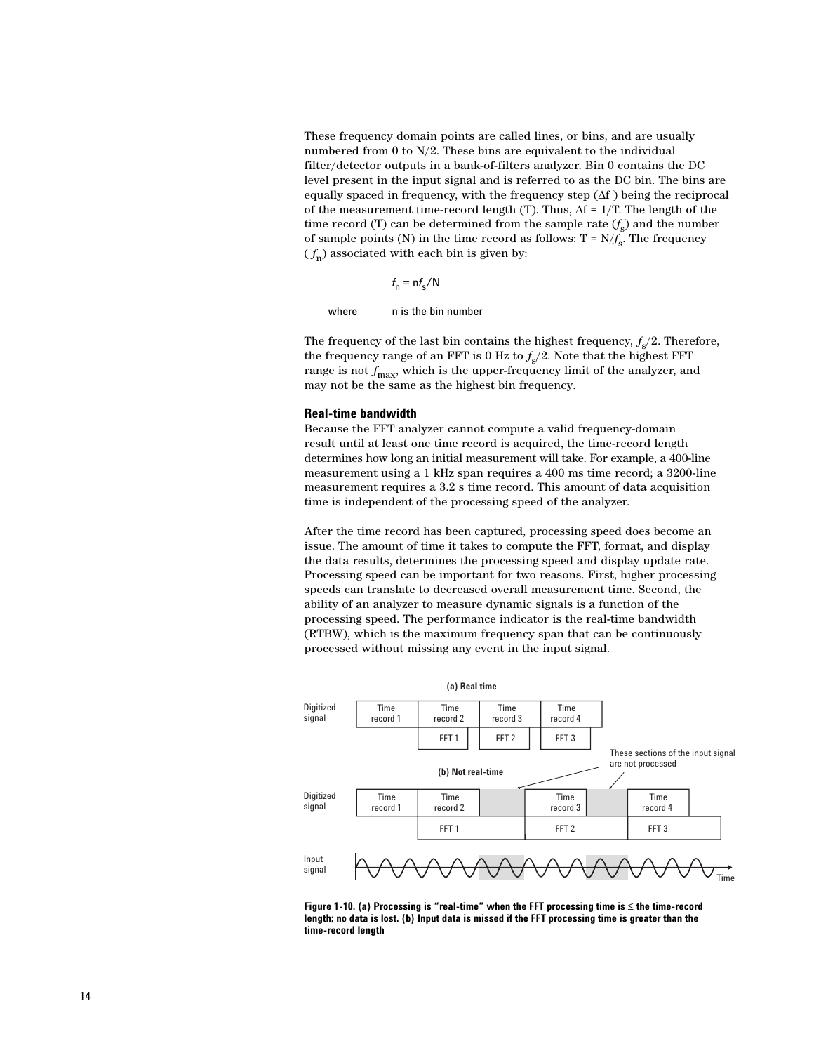These frequency domain points are called lines, or bins, and are usually numbered from 0 to N/2. These bins are equivalent to the individual filter/detector outputs in a bank-of-filters analyzer. Bin 0 contains the DC level present in the input signal and is referred to as the DC bin. The bins are equally spaced in frequency, with the frequency step ($\Delta f$) being the reciprocal of the measurement time-record length (T). Thus, $\Delta f = 1/T$. The length of the time record (T) can be determined from the sample rate ($f_s$) and the number of sample points (N) in the time record as follows: $T = N/f_s$. The frequency ($f_n$) associated with each bin is given by:

$$f_n = nf_s/N$$

where n is the bin number

The frequency of the last bin contains the highest frequency, $f_s/2$. Therefore, the frequency range of an FFT is 0 Hz to $f_s/2$. Note that the highest FFT range is not $f_{max}$, which is the upper-frequency limit of the analyzer, and may not be the same as the highest bin frequency.

### Real-time bandwidth

Because the FFT analyzer cannot compute a valid frequency-domain result until at least one time record is acquired, the time-record length determines how long an initial measurement will take. For example, a 400-line measurement using a 1 kHz span requires a 400 ms time record; a 3200-line measurement requires a 3.2 s time record. This amount of data acquisition time is independent of the processing speed of the analyzer.

After the time record has been captured, processing speed does become an issue. The amount of time it takes to compute the FFT, format, and display the data results, determines the processing speed and display update rate. Processing speed can be important for two reasons. First, higher processing speeds can translate to decreased overall measurement time. Second, the ability of an analyzer to measure dynamic signals is a function of the processing speed. The performance indicator is the real-time bandwidth (RTBW), which is the maximum frequency span that can be continuously processed without missing any event in the input signal.

**Figure 1-10. (a) Processing is "real-time" when the FFT processing time is ≤ the time-record length; no data is lost. (b) Input data is missed if the FFT processing time is greater than the time-record length**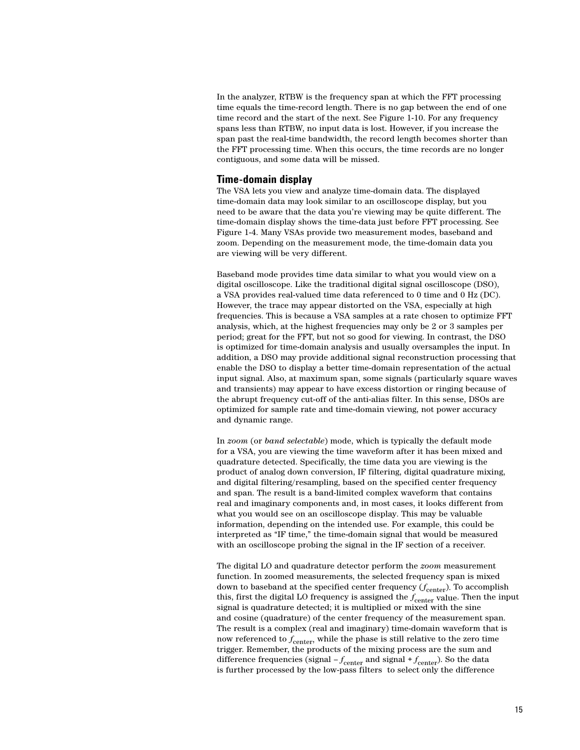In the analyzer, RTBW is the frequency span at which the FFT processing time equals the time-record length. There is no gap between the end of one time record and the start of the next. See Figure 1-10. For any frequency spans less than RTBW, no input data is lost. However, if you increase the span past the real-time bandwidth, the record length becomes shorter than the FFT processing time. When this occurs, the time records are no longer contiguous, and some data will be missed.

## Time-domain display

The VSA lets you view and analyze time-domain data. The displayed time-domain data may look similar to an oscilloscope display, but you need to be aware that the data you're viewing may be quite different. The time-domain display shows the time-data just before FFT processing. See Figure 1-4. Many VSAs provide two measurement modes, baseband and zoom. Depending on the measurement mode, the time-domain data you are viewing will be very different.

Baseband mode provides time data similar to what you would view on a digital oscilloscope. Like the traditional digital signal oscilloscope (DSO), a VSA provides real-valued time data referenced to 0 time and 0 Hz (DC). However, the trace may appear distorted on the VSA, especially at high frequencies. This is because a VSA samples at a rate chosen to optimize FFT analysis, which, at the highest frequencies may only be 2 or 3 samples per period; great for the FFT, but not so good for viewing. In contrast, the DSO is optimized for time-domain analysis and usually oversamples the input. In addition, a DSO may provide additional signal reconstruction processing that enable the DSO to display a better time-domain representation of the actual input signal. Also, at maximum span, some signals (particularly square waves and transients) may appear to have excess distortion or ringing because of the abrupt frequency cut-off of the anti-alias filter. In this sense, DSOs are optimized for sample rate and time-domain viewing, not power accuracy and dynamic range.

In *zoom* (or *band selectable*) mode, which is typically the default mode for a VSA, you are viewing the time waveform after it has been mixed and quadrature detected. Specifically, the time data you are viewing is the product of analog down conversion, IF filtering, digital quadrature mixing, and digital filtering/resampling, based on the specified center frequency and span. The result is a band-limited complex waveform that contains real and imaginary components and, in most cases, it looks different from what you would see on an oscilloscope display. This may be valuable information, depending on the intended use. For example, this could be interpreted as "IF time," the time-domain signal that would be measured with an oscilloscope probing the signal in the IF section of a receiver.

The digital LO and quadrature detector perform the *zoom* measurement function. In zoomed measurements, the selected frequency span is mixed down to baseband at the specified center frequency ($f_{center}$). To accomplish this, first the digital LO frequency is assigned the $f_{center}$ value. Then the input signal is quadrature detected; it is multiplied or mixed with the sine and cosine (quadrature) of the center frequency of the measurement span. The result is a complex (real and imaginary) time-domain waveform that is now referenced to $f_{center}$, while the phase is still relative to the zero time trigger. Remember, the products of the mixing process are the sum and difference frequencies (signal – $f_{center}$ and signal + $f_{center}$). So the data is further processed by the low-pass filters to select only the difference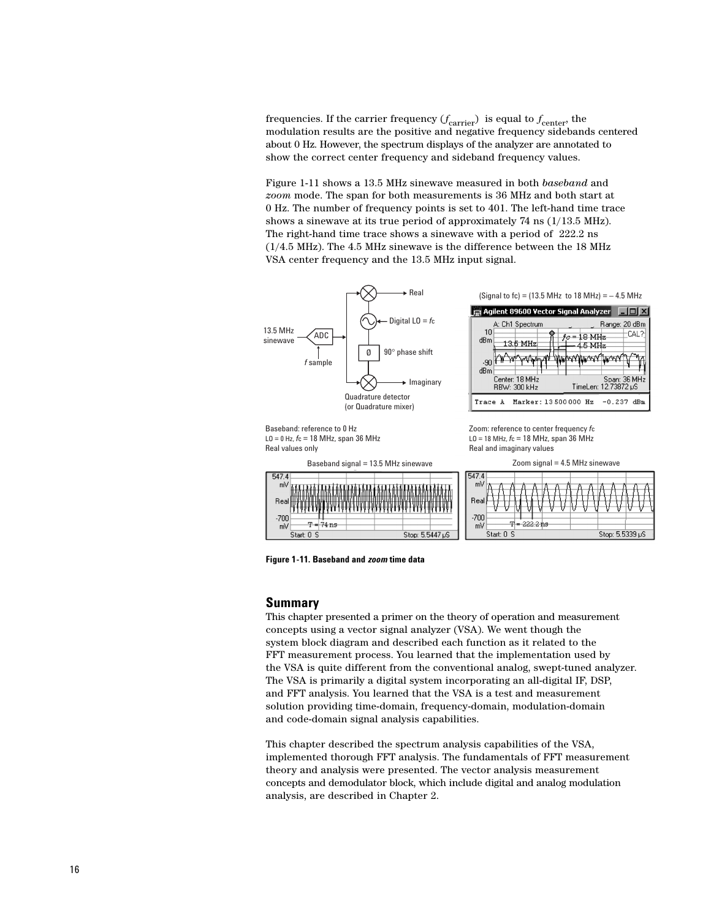frequencies. If the carrier frequency ($f_{carrier}$) is equal to $f_{center}$, the modulation results are the positive and negative frequency sidebands centered about 0 Hz. However, the spectrum displays of the analyzer are annotated to show the correct center frequency and sideband frequency values.

Figure 1-11 shows a 13.5 MHz sinewave measured in both *baseband* and *zoom* mode. The span for both measurements is 36 MHz and both start at 0 Hz. The number of frequency points is set to 401. The left-hand time trace shows a sinewave at its true period of approximately 74 ns (1/13.5 MHz). The right-hand time trace shows a sinewave with a period of 222.2 ns (1/4.5 MHz). The 4.5 MHz sinewave is the difference between the 18 MHz VSA center frequency and the 13.5 MHz input signal.

13.5 MHz sinewave
ADC
f sample
Digital LO = fc
90° phase shift
Real
Imaginary
Quadrature detector (or Quadrature mixer)

(Signal to fc) = (13.5 MHz to 18 MHz) = – 4.5 MHz

Agilent 89600 Vector Signal Analyzer
A: Ch1 Spectrum
Range: 20 dBm
10 dBm
-90 dBm
13.5 MHz
fc = 18 MHz
4.5 MHz
CAL?
Center: 18 MHz
Span: 36 MHz
RBW: 300 kHz
TimeLen: 12.73872 µS
Trace A Marker: 13 500 000 Hz -0.237 dBm

Baseband: reference to 0 Hz
LO = 0 Hz, fc = 18 MHz, span 36 MHz
Real values only

Baseband signal = 13.5 MHz sinewave

547.4 mV
Real
-700 mV
T = 74 ns
Start: 0 S
Stop: 5.5447 µS

Zoom: reference to center frequency fc
LO = 18 MHz, fc = 18 MHz, span 36 MHz
Real and imaginary values

Zoom signal = 4.5 MHz sinewave

547.4 mV
Real
-700 mV
T = 222.2 ns
Start: 0 S
Stop: 5.5339 µS

**Figure 1-11. Baseband and *zoom* time data**

## Summary

This chapter presented a primer on the theory of operation and measurement concepts using a vector signal analyzer (VSA). We went though the system block diagram and described each function as it related to the FFT measurement process. You learned that the implementation used by the VSA is quite different from the conventional analog, swept-tuned analyzer. The VSA is primarily a digital system incorporating an all-digital IF, DSP, and FFT analysis. You learned that the VSA is a test and measurement solution providing time-domain, frequency-domain, modulation-domain and code-domain signal analysis capabilities.

This chapter described the spectrum analysis capabilities of the VSA, implemented thorough FFT analysis. The fundamentals of FFT measurement theory and analysis were presented. The vector analysis measurement concepts and demodulator block, which include digital and analog modulation analysis, are described in Chapter 2.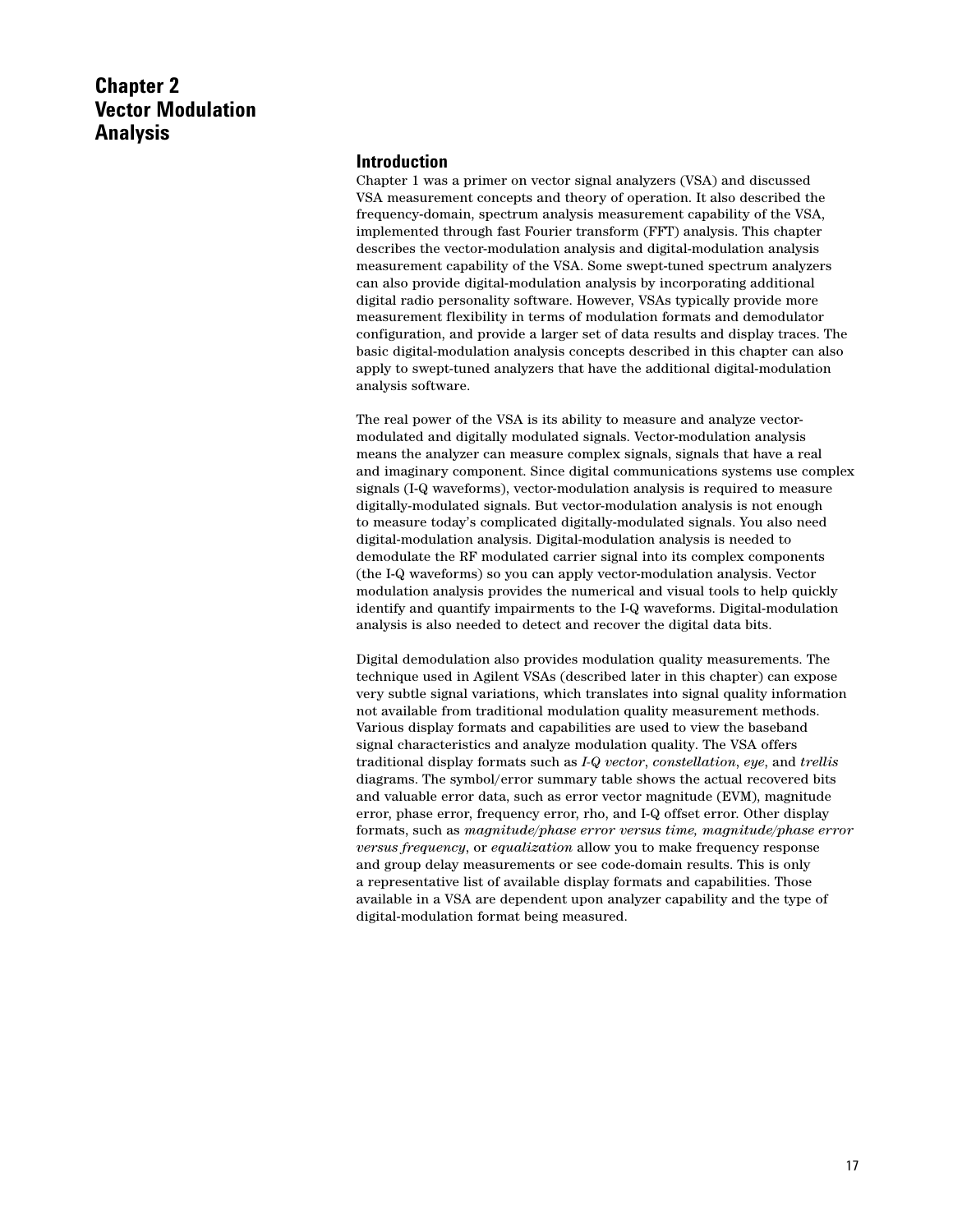# Chapter 2 Vector Modulation Analysis

## Introduction

Chapter 1 was a primer on vector signal analyzers (VSA) and discussed VSA measurement concepts and theory of operation. It also described the frequency-domain, spectrum analysis measurement capability of the VSA, implemented through fast Fourier transform (FFT) analysis. This chapter describes the vector-modulation analysis and digital-modulation analysis measurement capability of the VSA. Some swept-tuned spectrum analyzers can also provide digital-modulation analysis by incorporating additional digital radio personality software. However, VSAs typically provide more measurement flexibility in terms of modulation formats and demodulator configuration, and provide a larger set of data results and display traces. The basic digital-modulation analysis concepts described in this chapter can also apply to swept-tuned analyzers that have the additional digital-modulation analysis software.

The real power of the VSA is its ability to measure and analyze vector-modulated and digitally modulated signals. Vector-modulation analysis means the analyzer can measure complex signals, signals that have a real and imaginary component. Since digital communications systems use complex signals (I-Q waveforms), vector-modulation analysis is required to measure digitally-modulated signals. But vector-modulation analysis is not enough to measure today's complicated digitally-modulated signals. You also need digital-modulation analysis. Digital-modulation analysis is needed to demodulate the RF modulated carrier signal into its complex components (the I-Q waveforms) so you can apply vector-modulation analysis. Vector modulation analysis provides the numerical and visual tools to help quickly identify and quantify impairments to the I-Q waveforms. Digital-modulation analysis is also needed to detect and recover the digital data bits.

Digital demodulation also provides modulation quality measurements. The technique used in Agilent VSAs (described later in this chapter) can expose very subtle signal variations, which translates into signal quality information not available from traditional modulation quality measurement methods. Various display formats and capabilities are used to view the baseband signal characteristics and analyze modulation quality. The VSA offers traditional display formats such as *I-Q vector*, *constellation*, *eye*, and *trellis* diagrams. The symbol/error summary table shows the actual recovered bits and valuable error data, such as error vector magnitude (EVM), magnitude error, phase error, frequency error, rho, and I-Q offset error. Other display formats, such as *magnitude/phase error versus time, magnitude/phase error versus frequency*, or *equalization* allow you to make frequency response and group delay measurements or see code-domain results. This is only a representative list of available display formats and capabilities. Those available in a VSA are dependent upon analyzer capability and the type of digital-modulation format being measured.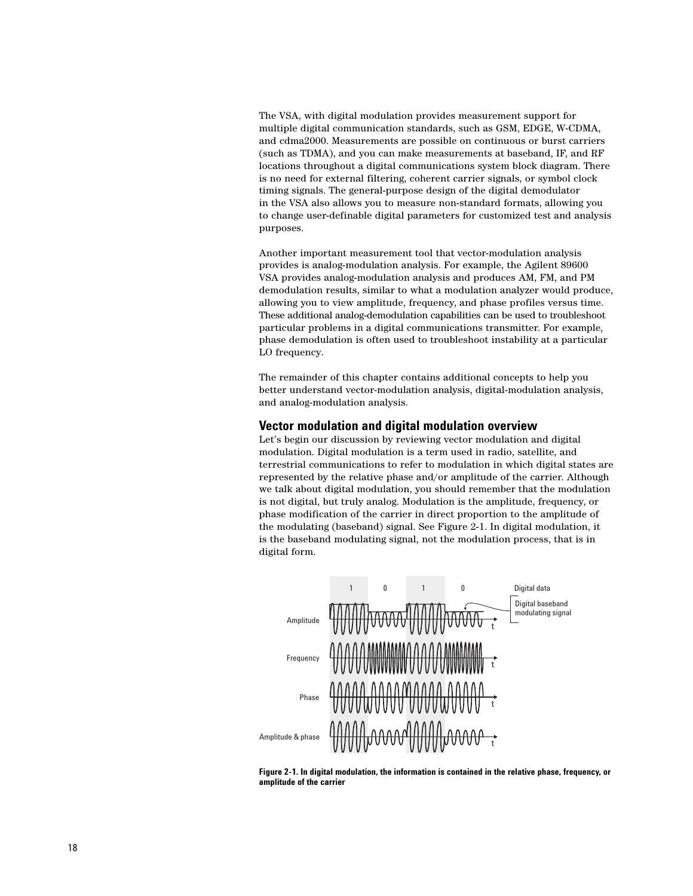The VSA, with digital modulation provides measurement support for multiple digital communication standards, such as GSM, EDGE, W-CDMA, and cdma2000. Measurements are possible on continuous or burst carriers (such as TDMA), and you can make measurements at baseband, IF, and RF locations throughout a digital communications system block diagram. There is no need for external filtering, coherent carrier signals, or symbol clock timing signals. The general-purpose design of the digital demodulator in the VSA also allows you to measure non-standard formats, allowing you to change user-definable digital parameters for customized test and analysis purposes.

Another important measurement tool that vector-modulation analysis provides is analog-modulation analysis. For example, the Agilent 89600 VSA provides analog-modulation analysis and produces AM, FM, and PM demodulation results, similar to what a modulation analyzer would produce, allowing you to view amplitude, frequency, and phase profiles versus time. These additional analog-demodulation capabilities can be used to troubleshoot particular problems in a digital communications transmitter. For example, phase demodulation is often used to troubleshoot instability at a particular LO frequency.

The remainder of this chapter contains additional concepts to help you better understand vector-modulation analysis, digital-modulation analysis, and analog-modulation analysis.

## Vector modulation and digital modulation overview

Let's begin our discussion by reviewing vector modulation and digital modulation. Digital modulation is a term used in radio, satellite, and terrestrial communications to refer to modulation in which digital states are represented by the relative phase and/or amplitude of the carrier. Although we talk about digital modulation, you should remember that the modulation is not digital, but truly analog. Modulation is the amplitude, frequency, or phase modification of the carrier in direct proportion to the amplitude of the modulating (baseband) signal. See Figure 2-1. In digital modulation, it is the baseband modulating signal, not the modulation process, that is in digital form.

1 0 1 0
Digital data
Digital baseband modulating signal
Amplitude
Frequency
Phase
Amplitude & phase
t

**Figure 2-1. In digital modulation, the information is contained in the relative phase, frequency, or amplitude of the carrier**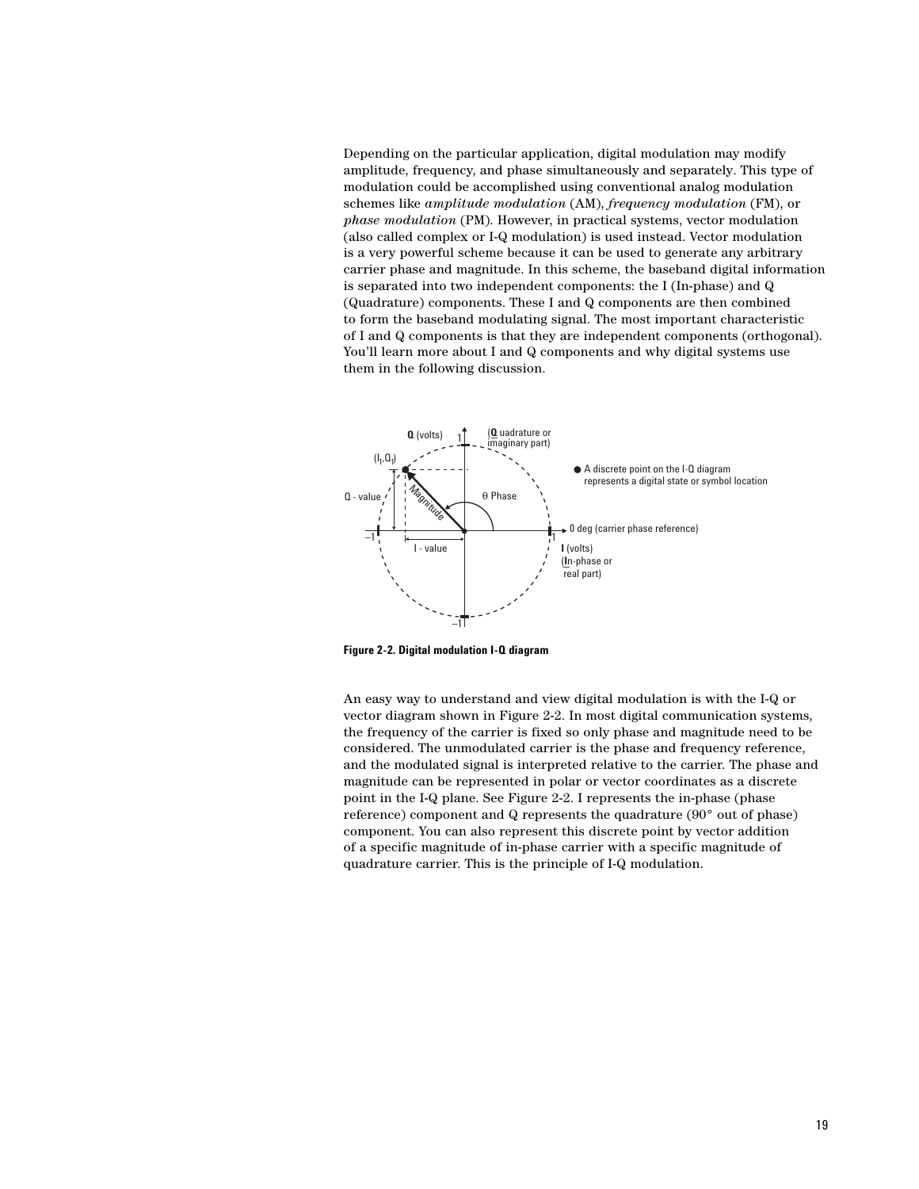Depending on the particular application, digital modulation may modify amplitude, frequency, and phase simultaneously and separately. This type of modulation could be accomplished using conventional analog modulation schemes like *amplitude modulation* (AM), *frequency modulation* (FM), or *phase modulation* (PM). However, in practical systems, vector modulation (also called complex or I-Q modulation) is used instead. Vector modulation is a very powerful scheme because it can be used to generate any arbitrary carrier phase and magnitude. In this scheme, the baseband digital information is separated into two independent components: the I (In-phase) and Q (Quadrature) components. These I and Q components are then combined to form the baseband modulating signal. The most important characteristic of I and Q components is that they are independent components (orthogonal). You'll learn more about I and Q components and why digital systems use them in the following discussion.

**Q** (volts)
1
(**Q** uadrature or imaginary part)
$(I_1, Q_1)$
● A discrete point on the I-Q diagram represents a digital state or symbol location
Q - value
Magnitude
θ Phase
–1
1
0 deg (carrier phase reference)
I - value
**I** (volts)
(In-phase or real part)
–1

**Figure 2-2. Digital modulation I-Q diagram**

An easy way to understand and view digital modulation is with the I-Q or vector diagram shown in Figure 2-2. In most digital communication systems, the frequency of the carrier is fixed so only phase and magnitude need to be considered. The unmodulated carrier is the phase and frequency reference, and the modulated signal is interpreted relative to the carrier. The phase and magnitude can be represented in polar or vector coordinates as a discrete point in the I-Q plane. See Figure 2-2. I represents the in-phase (phase reference) component and Q represents the quadrature (90° out of phase) component. You can also represent this discrete point by vector addition of a specific magnitude of in-phase carrier with a specific magnitude of quadrature carrier. This is the principle of I-Q modulation.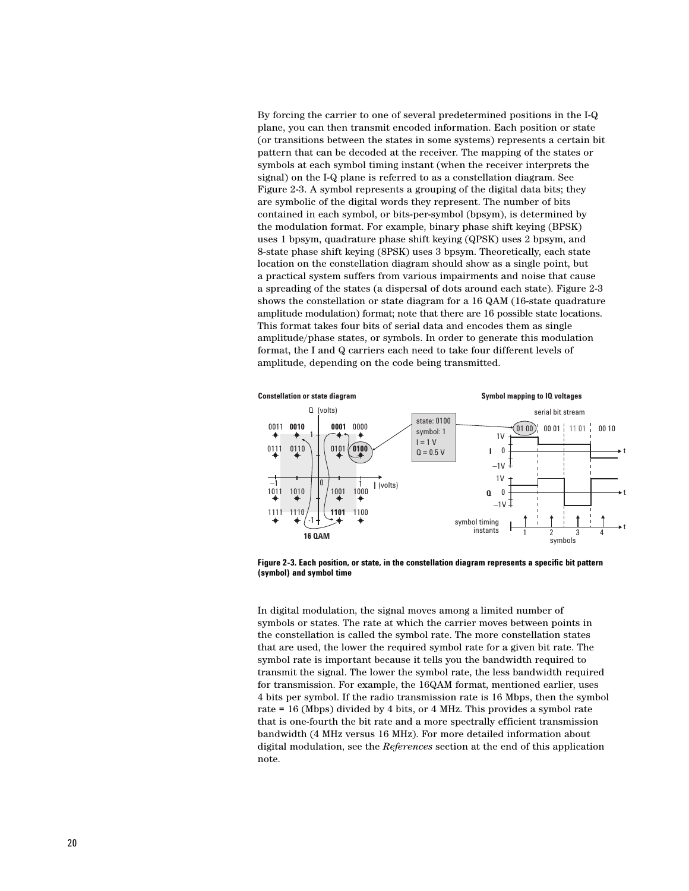By forcing the carrier to one of several predetermined positions in the I-Q plane, you can then transmit encoded information. Each position or state (or transitions between the states in some systems) represents a certain bit pattern that can be decoded at the receiver. The mapping of the states or symbols at each symbol timing instant (when the receiver interprets the signal) on the I-Q plane is referred to as a constellation diagram. See Figure 2-3. A symbol represents a grouping of the digital data bits; they are symbolic of the digital words they represent. The number of bits contained in each symbol, or bits-per-symbol (bpsym), is determined by the modulation format. For example, binary phase shift keying (BPSK) uses 1 bpsym, quadrature phase shift keying (QPSK) uses 2 bpsym, and 8-state phase shift keying (8PSK) uses 3 bpsym. Theoretically, each state location on the constellation diagram should show as a single point, but a practical system suffers from various impairments and noise that cause a spreading of the states (a dispersal of dots around each state). Figure 2-3 shows the constellation or state diagram for a 16 QAM (16-state quadrature amplitude modulation) format; note that there are 16 possible state locations. This format takes four bits of serial data and encodes them as single amplitude/phase states, or symbols. In order to generate this modulation format, the I and Q carriers each need to take four different levels of amplitude, depending on the code being transmitted.

**Constellation or state diagram**

Q (volts)

0011 **0010** 1 **0001** 0000

0111 0110 0101 **0100**

–1 0 1 I (volts)

1011 1010 1001 1000

1111 1110 -1 **1101** 1100

**16 QAM**

state: 0100
symbol: 1
I = 1 V
Q = 0.5 V

**Symbol mapping to IQ voltages**

serial bit stream

01 00 00 01 11 01 00 10

1V
I 0
–1V
1V
Q 0
–1V

t

symbol timing instants

1 2 3 4

symbols

**Figure 2-3. Each position, or state, in the constellation diagram represents a specific bit pattern (symbol) and symbol time**

In digital modulation, the signal moves among a limited number of symbols or states. The rate at which the carrier moves between points in the constellation is called the symbol rate. The more constellation states that are used, the lower the required symbol rate for a given bit rate. The symbol rate is important because it tells you the bandwidth required to transmit the signal. The lower the symbol rate, the less bandwidth required for transmission. For example, the 16QAM format, mentioned earlier, uses 4 bits per symbol. If the radio transmission rate is 16 Mbps, then the symbol rate = 16 (Mbps) divided by 4 bits, or 4 MHz. This provides a symbol rate that is one-fourth the bit rate and a more spectrally efficient transmission bandwidth (4 MHz versus 16 MHz). For more detailed information about digital modulation, see the *References* section at the end of this application note.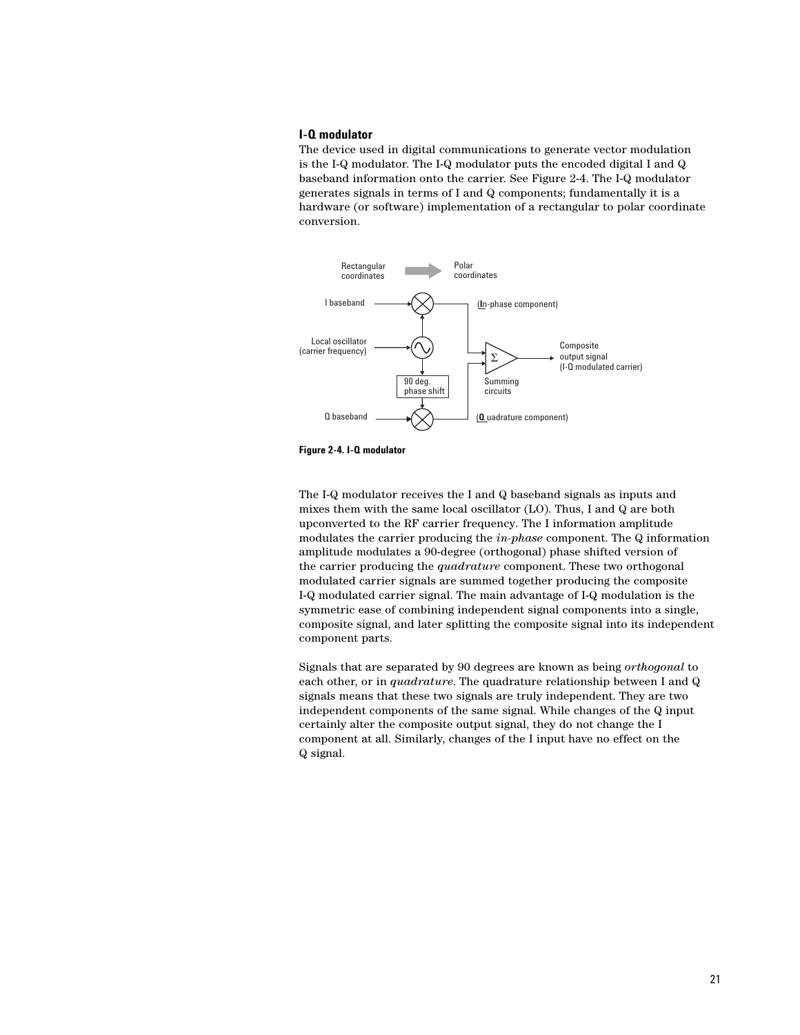### I-Q modulator

The device used in digital communications to generate vector modulation is the I-Q modulator. The I-Q modulator puts the encoded digital I and Q baseband information onto the carrier. See Figure 2-4. The I-Q modulator generates signals in terms of I and Q components; fundamentally it is a hardware (or software) implementation of a rectangular to polar coordinate conversion.

Rectangular coordinates

Polar coordinates

I baseband

(In-phase component)

Local oscillator (carrier frequency)

Composite output signal (I-Q modulated carrier)

Σ

90 deg. phase shift

Summing circuits

Q baseband

(Quadrature component)

**Figure 2-4. I-Q modulator**

The I-Q modulator receives the I and Q baseband signals as inputs and mixes them with the same local oscillator (LO). Thus, I and Q are both upconverted to the RF carrier frequency. The I information amplitude modulates the carrier producing the *in-phase* component. The Q information amplitude modulates a 90-degree (orthogonal) phase shifted version of the carrier producing the *quadrature* component. These two orthogonal modulated carrier signals are summed together producing the composite I-Q modulated carrier signal. The main advantage of I-Q modulation is the symmetric ease of combining independent signal components into a single, composite signal, and later splitting the composite signal into its independent component parts.

Signals that are separated by 90 degrees are known as being *orthogonal* to each other, or in *quadrature*. The quadrature relationship between I and Q signals means that these two signals are truly independent. They are two independent components of the same signal. While changes of the Q input certainly alter the composite output signal, they do not change the I component at all. Similarly, changes of the I input have no effect on the Q signal.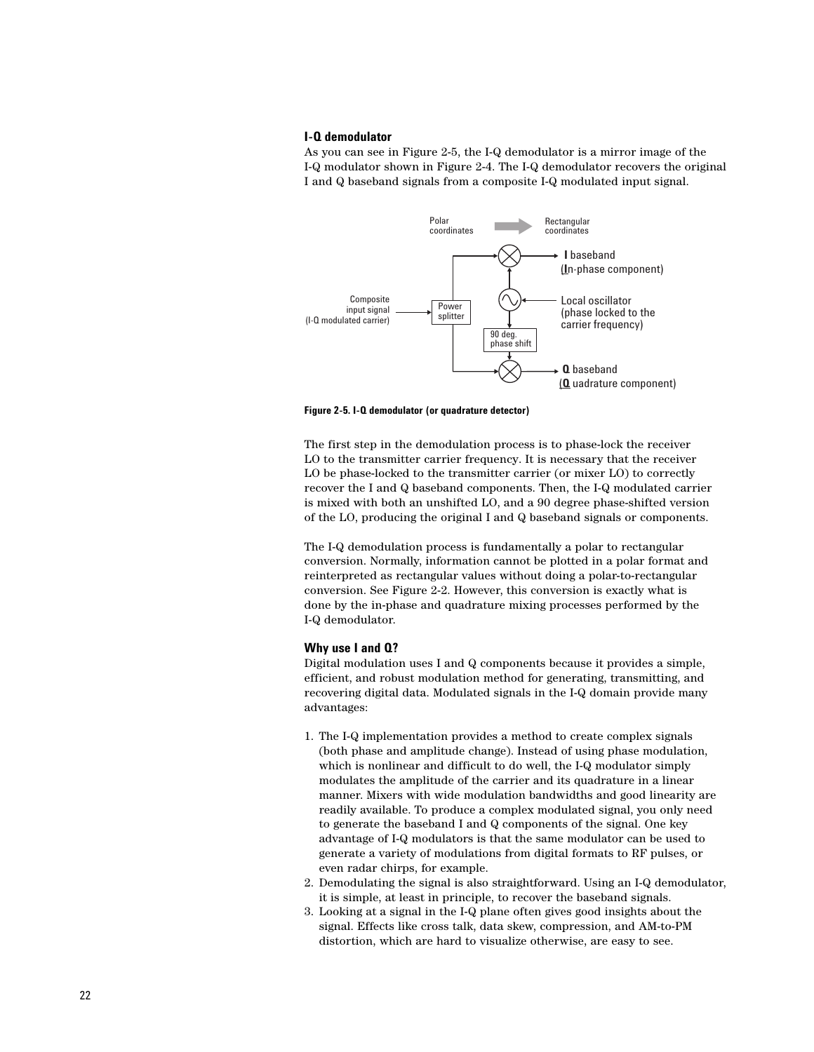### I-Q demodulator

As you can see in Figure 2-5, the I-Q demodulator is a mirror image of the I-Q modulator shown in Figure 2-4. The I-Q demodulator recovers the original I and Q baseband signals from a composite I-Q modulated input signal.

Polar coordinates
Rectangular coordinates
Composite input signal (I-Q modulated carrier)
Power splitter
90 deg. phase shift
I baseband (In-phase component)
Local oscillator (phase locked to the carrier frequency)
Q baseband (Q uadrature component)

**Figure 2-5. I-Q demodulator (or quadrature detector)**

The first step in the demodulation process is to phase-lock the receiver LO to the transmitter carrier frequency. It is necessary that the receiver LO be phase-locked to the transmitter carrier (or mixer LO) to correctly recover the I and Q baseband components. Then, the I-Q modulated carrier is mixed with both an unshifted LO, and a 90 degree phase-shifted version of the LO, producing the original I and Q baseband signals or components.

The I-Q demodulation process is fundamentally a polar to rectangular conversion. Normally, information cannot be plotted in a polar format and reinterpreted as rectangular values without doing a polar-to-rectangular conversion. See Figure 2-2. However, this conversion is exactly what is done by the in-phase and quadrature mixing processes performed by the I-Q demodulator.

### Why use I and Q?

Digital modulation uses I and Q components because it provides a simple, efficient, and robust modulation method for generating, transmitting, and recovering digital data. Modulated signals in the I-Q domain provide many advantages:

1. The I-Q implementation provides a method to create complex signals (both phase and amplitude change). Instead of using phase modulation, which is nonlinear and difficult to do well, the I-Q modulator simply modulates the amplitude of the carrier and its quadrature in a linear manner. Mixers with wide modulation bandwidths and good linearity are readily available. To produce a complex modulated signal, you only need to generate the baseband I and Q components of the signal. One key advantage of I-Q modulators is that the same modulator can be used to generate a variety of modulations from digital formats to RF pulses, or even radar chirps, for example.
2. Demodulating the signal is also straightforward. Using an I-Q demodulator, it is simple, at least in principle, to recover the baseband signals.
3. Looking at a signal in the I-Q plane often gives good insights about the signal. Effects like cross talk, data skew, compression, and AM-to-PM distortion, which are hard to visualize otherwise, are easy to see.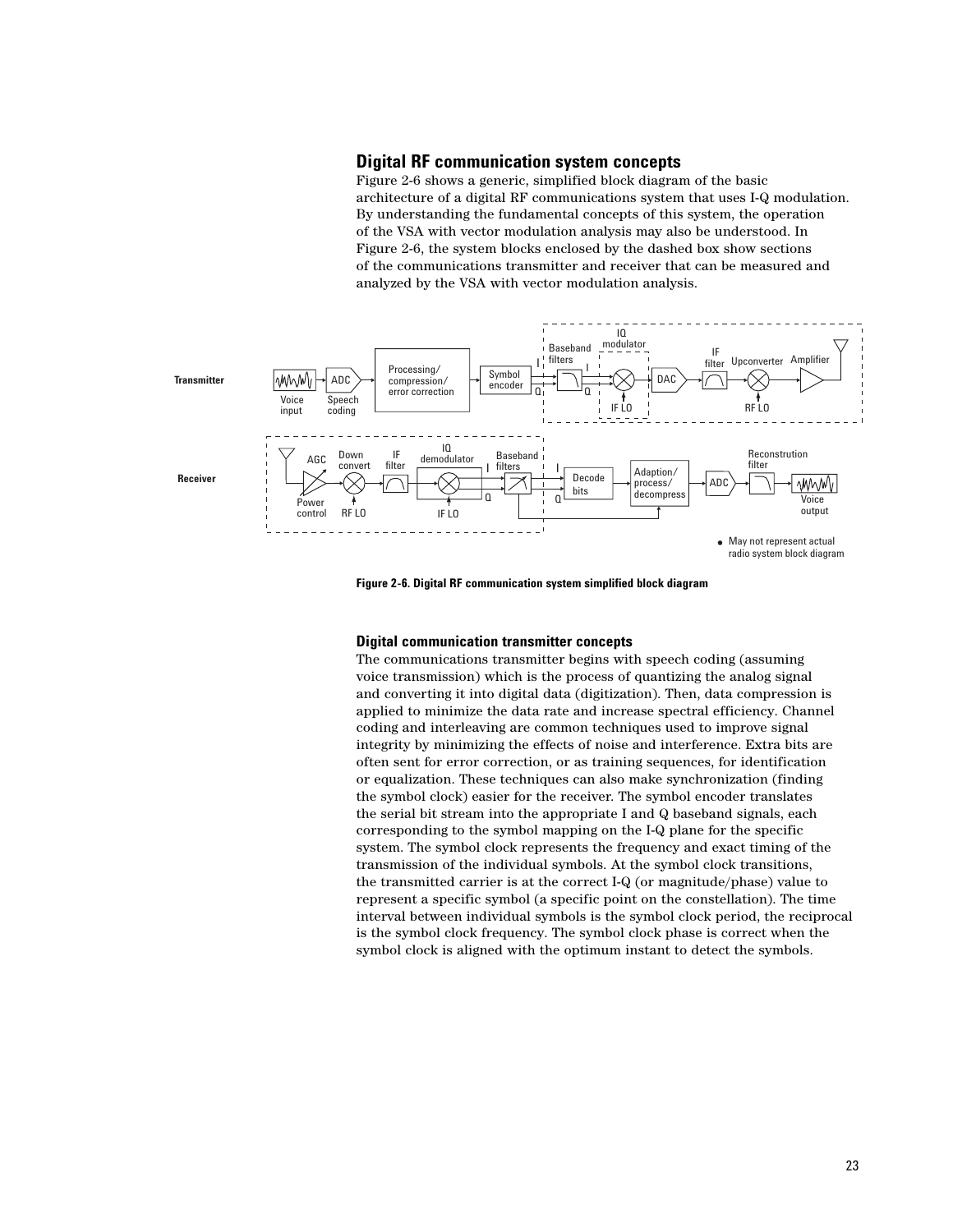## Digital RF communication system concepts

Figure 2-6 shows a generic, simplified block diagram of the basic architecture of a digital RF communications system that uses I-Q modulation. By understanding the fundamental concepts of this system, the operation of the VSA with vector modulation analysis may also be understood. In Figure 2-6, the system blocks enclosed by the dashed box show sections of the communications transmitter and receiver that can be measured and analyzed by the VSA with vector modulation analysis.

Transmitter

Voice input
ADC
Speech coding
Processing/ compression/ error correction
Symbol encoder
I
Q
Baseband filters
I
Q
IQ modulator
IF LO
DAC
IF filter
Upconverter
RF LO
Amplifier

Receiver

AGC
Power control
Down convert
RF LO
IF filter
IQ demodulator
IF LO
I
Q
Baseband filters
I
Q
Decode bits
Adaption/ process/ decompress
ADC
Reconstrution filter
Voice output

● May not represent actual radio system block diagram

**Figure 2-6. Digital RF communication system simplified block diagram**

### Digital communication transmitter concepts

The communications transmitter begins with speech coding (assuming voice transmission) which is the process of quantizing the analog signal and converting it into digital data (digitization). Then, data compression is applied to minimize the data rate and increase spectral efficiency. Channel coding and interleaving are common techniques used to improve signal integrity by minimizing the effects of noise and interference. Extra bits are often sent for error correction, or as training sequences, for identification or equalization. These techniques can also make synchronization (finding the symbol clock) easier for the receiver. The symbol encoder translates the serial bit stream into the appropriate I and Q baseband signals, each corresponding to the symbol mapping on the I-Q plane for the specific system. The symbol clock represents the frequency and exact timing of the transmission of the individual symbols. At the symbol clock transitions, the transmitted carrier is at the correct I-Q (or magnitude/phase) value to represent a specific symbol (a specific point on the constellation). The time interval between individual symbols is the symbol clock period, the reciprocal is the symbol clock frequency. The symbol clock phase is correct when the symbol clock is aligned with the optimum instant to detect the symbols.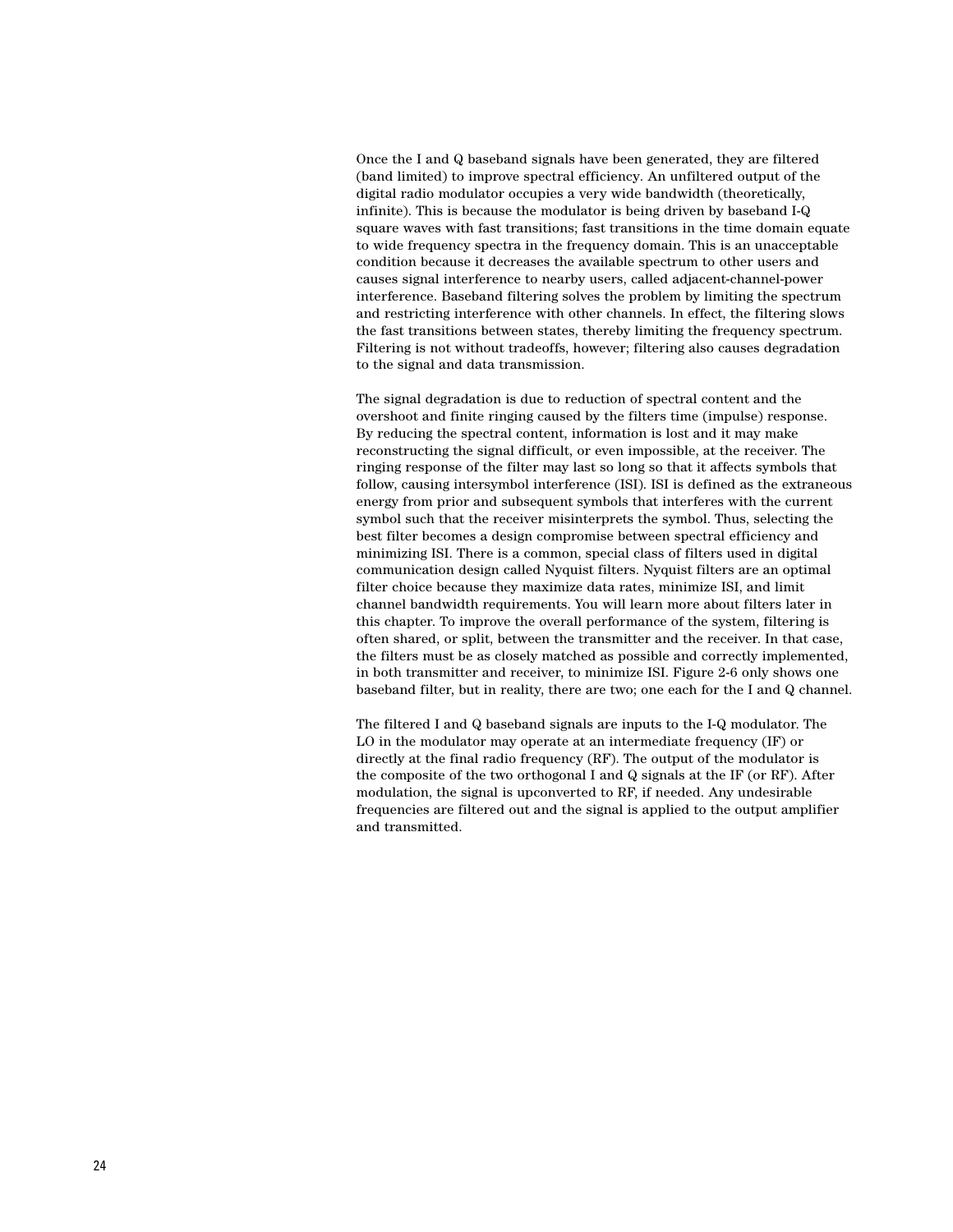Once the I and Q baseband signals have been generated, they are filtered (band limited) to improve spectral efficiency. An unfiltered output of the digital radio modulator occupies a very wide bandwidth (theoretically, infinite). This is because the modulator is being driven by baseband I-Q square waves with fast transitions; fast transitions in the time domain equate to wide frequency spectra in the frequency domain. This is an unacceptable condition because it decreases the available spectrum to other users and causes signal interference to nearby users, called adjacent-channel-power interference. Baseband filtering solves the problem by limiting the spectrum and restricting interference with other channels. In effect, the filtering slows the fast transitions between states, thereby limiting the frequency spectrum. Filtering is not without tradeoffs, however; filtering also causes degradation to the signal and data transmission.

The signal degradation is due to reduction of spectral content and the overshoot and finite ringing caused by the filters time (impulse) response. By reducing the spectral content, information is lost and it may make reconstructing the signal difficult, or even impossible, at the receiver. The ringing response of the filter may last so long so that it affects symbols that follow, causing intersymbol interference (ISI). ISI is defined as the extraneous energy from prior and subsequent symbols that interferes with the current symbol such that the receiver misinterprets the symbol. Thus, selecting the best filter becomes a design compromise between spectral efficiency and minimizing ISI. There is a common, special class of filters used in digital communication design called Nyquist filters. Nyquist filters are an optimal filter choice because they maximize data rates, minimize ISI, and limit channel bandwidth requirements. You will learn more about filters later in this chapter. To improve the overall performance of the system, filtering is often shared, or split, between the transmitter and the receiver. In that case, the filters must be as closely matched as possible and correctly implemented, in both transmitter and receiver, to minimize ISI. Figure 2-6 only shows one baseband filter, but in reality, there are two; one each for the I and Q channel.

The filtered I and Q baseband signals are inputs to the I-Q modulator. The LO in the modulator may operate at an intermediate frequency (IF) or directly at the final radio frequency (RF). The output of the modulator is the composite of the two orthogonal I and Q signals at the IF (or RF). After modulation, the signal is upconverted to RF, if needed. Any undesirable frequencies are filtered out and the signal is applied to the output amplifier and transmitted.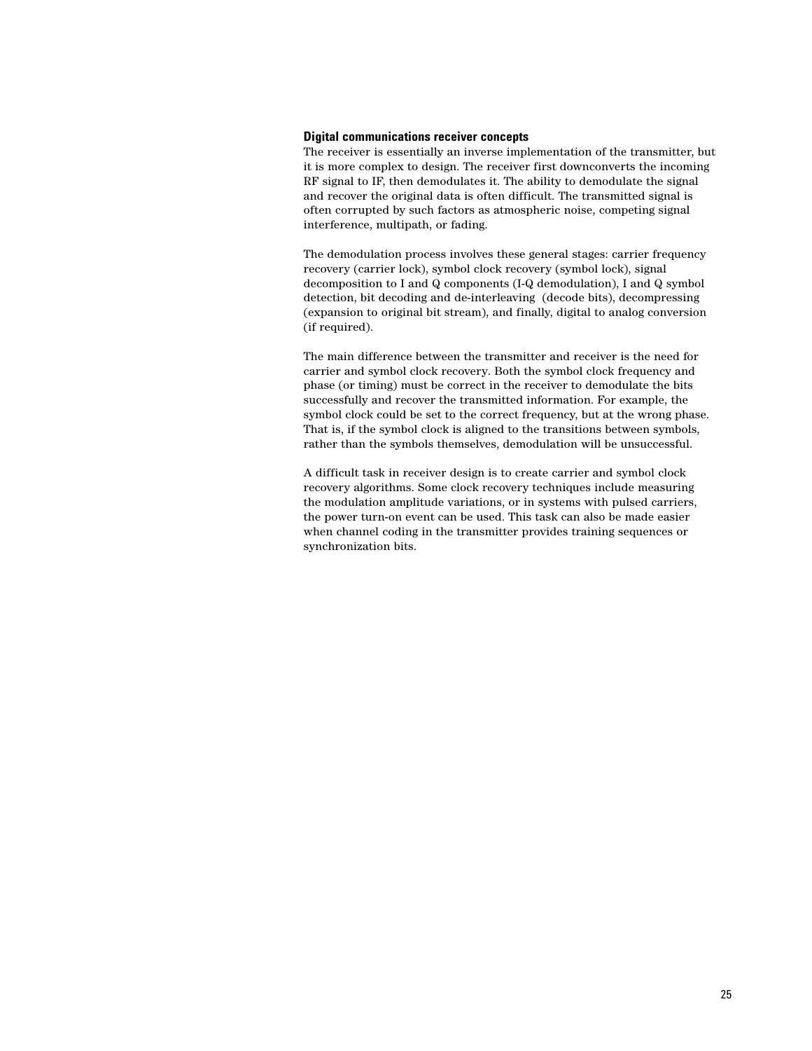### Digital communications receiver concepts

The receiver is essentially an inverse implementation of the transmitter, but it is more complex to design. The receiver first downconverts the incoming RF signal to IF, then demodulates it. The ability to demodulate the signal and recover the original data is often difficult. The transmitted signal is often corrupted by such factors as atmospheric noise, competing signal interference, multipath, or fading.

The demodulation process involves these general stages: carrier frequency recovery (carrier lock), symbol clock recovery (symbol lock), signal decomposition to I and Q components (I-Q demodulation), I and Q symbol detection, bit decoding and de-interleaving (decode bits), decompressing (expansion to original bit stream), and finally, digital to analog conversion (if required).

The main difference between the transmitter and receiver is the need for carrier and symbol clock recovery. Both the symbol clock frequency and phase (or timing) must be correct in the receiver to demodulate the bits successfully and recover the transmitted information. For example, the symbol clock could be set to the correct frequency, but at the wrong phase. That is, if the symbol clock is aligned to the transitions between symbols, rather than the symbols themselves, demodulation will be unsuccessful.

A difficult task in receiver design is to create carrier and symbol clock recovery algorithms. Some clock recovery techniques include measuring the modulation amplitude variations, or in systems with pulsed carriers, the power turn-on event can be used. This task can also be made easier when channel coding in the transmitter provides training sequences or synchronization bits.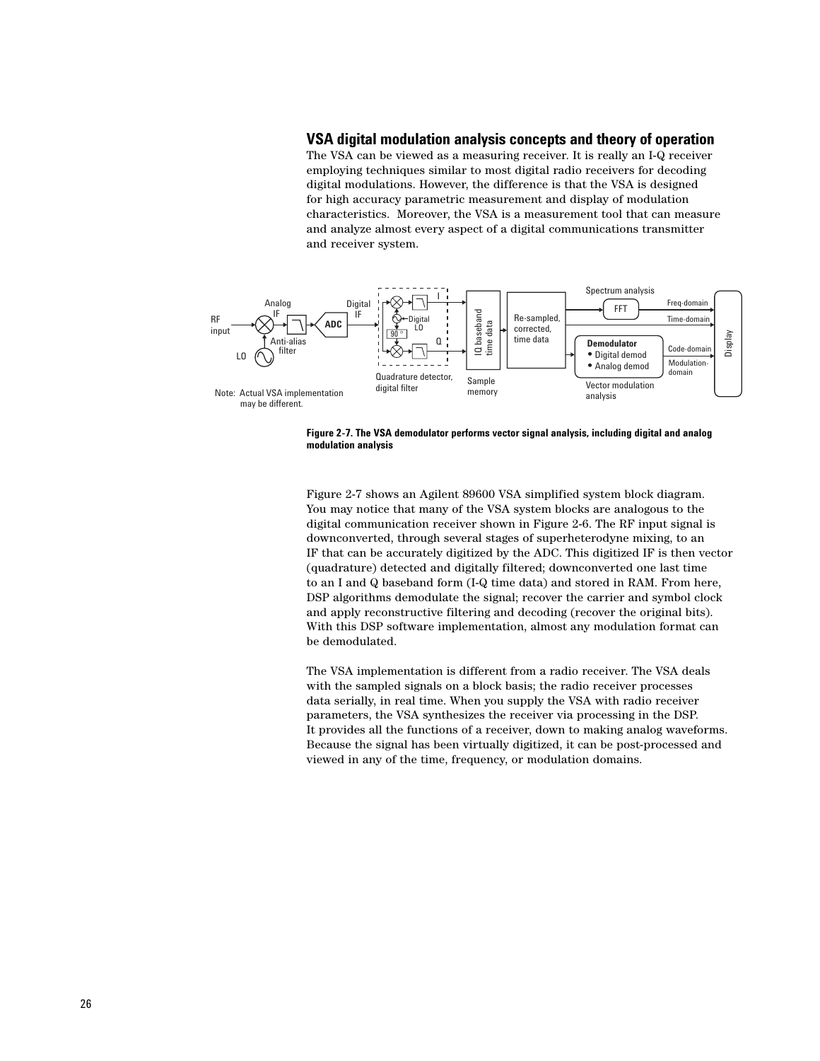## VSA digital modulation analysis concepts and theory of operation

The VSA can be viewed as a measuring receiver. It is really an I-Q receiver employing techniques similar to most digital radio receivers for decoding digital modulations. However, the difference is that the VSA is designed for high accuracy parametric measurement and display of modulation characteristics. Moreover, the VSA is a measurement tool that can measure and analyze almost every aspect of a digital communications transmitter and receiver system.

RF input
Analog IF
LO
Anti-alias filter
ADC
Digital IF
Digital LO
90°
I
Q
Quadrature detector, digital filter
IQ baseband time data
Sample memory
Re-sampled, corrected, time data
Spectrum analysis
FFT
Demodulator
• Digital demod
• Analog demod
Vector modulation analysis
Freq-domain
Time-domain
Code-domain
Modulation-domain
Display
Note: Actual VSA implementation may be different.

**Figure 2-7. The VSA demodulator performs vector signal analysis, including digital and analog modulation analysis**

Figure 2-7 shows an Agilent 89600 VSA simplified system block diagram. You may notice that many of the VSA system blocks are analogous to the digital communication receiver shown in Figure 2-6. The RF input signal is downconverted, through several stages of superheterodyne mixing, to an IF that can be accurately digitized by the ADC. This digitized IF is then vector (quadrature) detected and digitally filtered; downconverted one last time to an I and Q baseband form (I-Q time data) and stored in RAM. From here, DSP algorithms demodulate the signal; recover the carrier and symbol clock and apply reconstructive filtering and decoding (recover the original bits). With this DSP software implementation, almost any modulation format can be demodulated.

The VSA implementation is different from a radio receiver. The VSA deals with the sampled signals on a block basis; the radio receiver processes data serially, in real time. When you supply the VSA with radio receiver parameters, the VSA synthesizes the receiver via processing in the DSP. It provides all the functions of a receiver, down to making analog waveforms. Because the signal has been virtually digitized, it can be post-processed and viewed in any of the time, frequency, or modulation domains.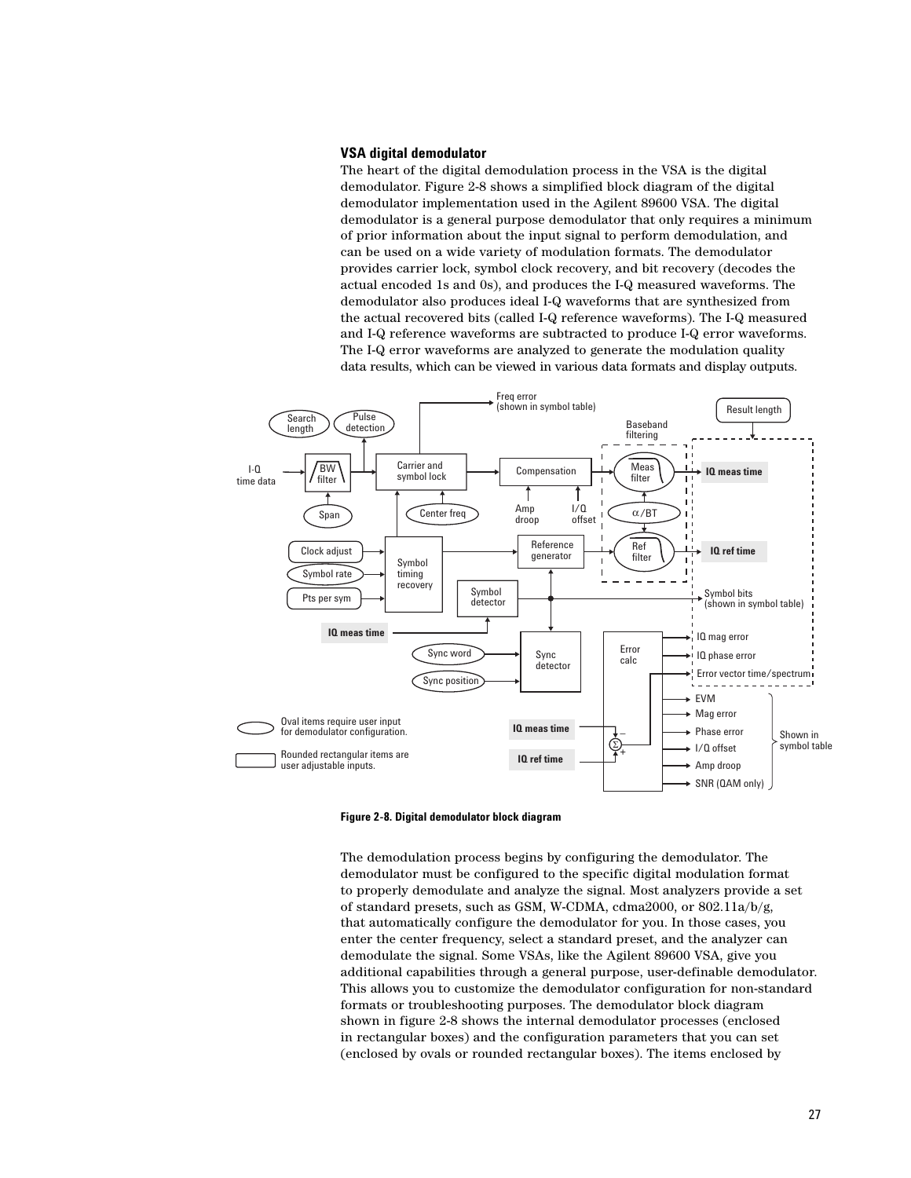### VSA digital demodulator

The heart of the digital demodulation process in the VSA is the digital demodulator. Figure 2-8 shows a simplified block diagram of the digital demodulator implementation used in the Agilent 89600 VSA. The digital demodulator is a general purpose demodulator that only requires a minimum of prior information about the input signal to perform demodulation, and can be used on a wide variety of modulation formats. The demodulator provides carrier lock, symbol clock recovery, and bit recovery (decodes the actual encoded 1s and 0s), and produces the I-Q measured waveforms. The demodulator also produces ideal I-Q waveforms that are synthesized from the actual recovered bits (called I-Q reference waveforms). The I-Q measured and I-Q reference waveforms are subtracted to produce I-Q error waveforms. The I-Q error waveforms are analyzed to generate the modulation quality data results, which can be viewed in various data formats and display outputs.

Freq error (shown in symbol table)
Result length
Search length
Pulse detection
Baseband filtering
I-Q time data
BW filter
Carrier and symbol lock
Compensation
Meas filter
IQ meas time
Span
Center freq
Amp droop
I/Q offset
α/BT
Clock adjust
Symbol rate
Pts per sym
Symbol timing recovery
Reference generator
Ref filter
IQ ref time
Symbol detector
Symbol bits (shown in symbol table)
IQ meas time
Sync word
Sync position
Sync detector
Error calc
IQ mag error
IQ phase error
Error vector time/spectrum
EVM
Mag error
Phase error
I/Q offset
Amp droop
SNR (QAM only)
Shown in symbol table
IQ meas time
IQ ref time
Oval items require user input for demodulator configuration.
Rounded rectangular items are user adjustable inputs.

**Figure 2-8. Digital demodulator block diagram**

The demodulation process begins by configuring the demodulator. The demodulator must be configured to the specific digital modulation format to properly demodulate and analyze the signal. Most analyzers provide a set of standard presets, such as GSM, W-CDMA, cdma2000, or 802.11a/b/g, that automatically configure the demodulator for you. In those cases, you enter the center frequency, select a standard preset, and the analyzer can demodulate the signal. Some VSAs, like the Agilent 89600 VSA, give you additional capabilities through a general purpose, user-definable demodulator. This allows you to customize the demodulator configuration for non-standard formats or troubleshooting purposes. The demodulator block diagram shown in figure 2-8 shows the internal demodulator processes (enclosed in rectangular boxes) and the configuration parameters that you can set (enclosed by ovals or rounded rectangular boxes). The items enclosed by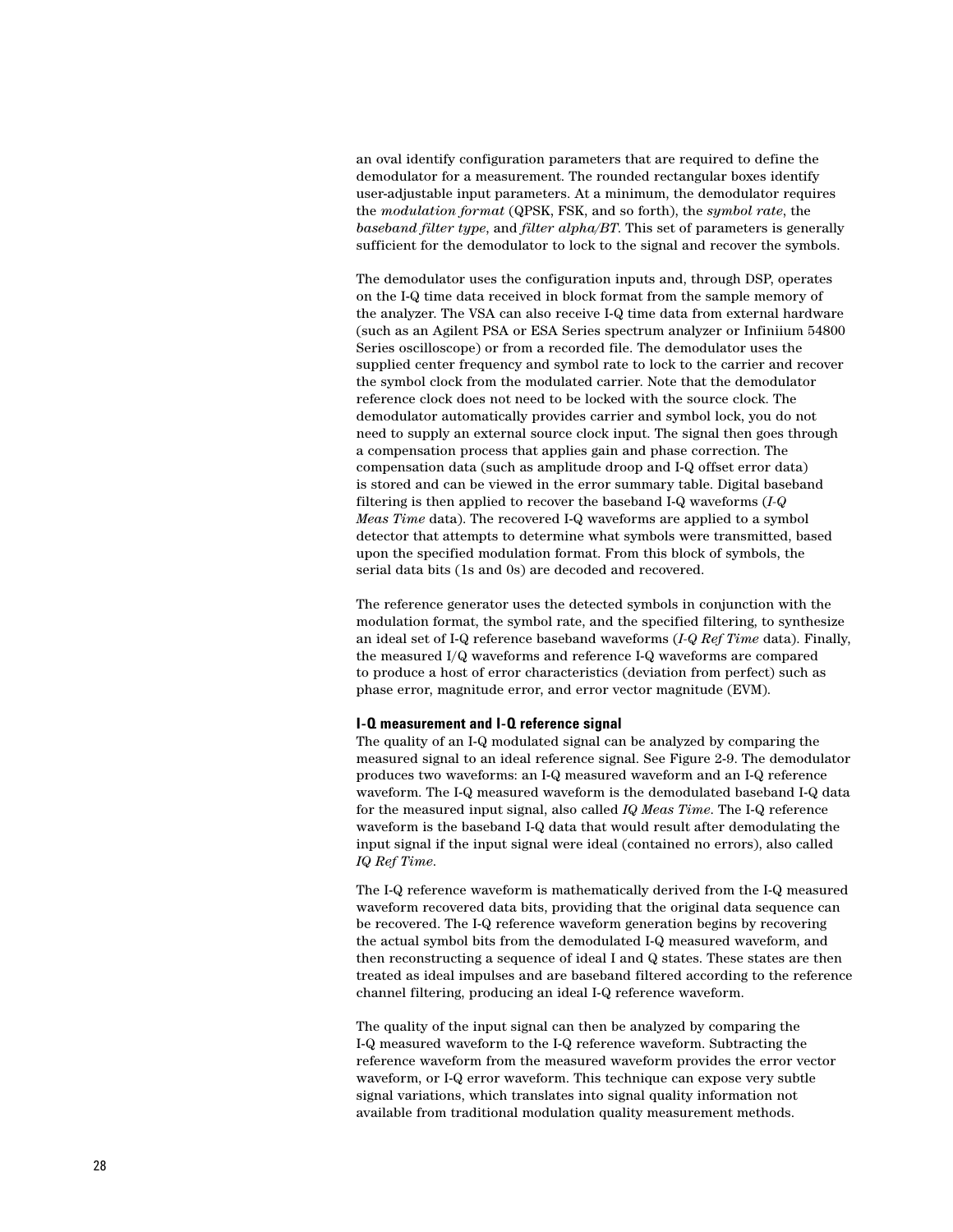an oval identify configuration parameters that are required to define the demodulator for a measurement. The rounded rectangular boxes identify user-adjustable input parameters. At a minimum, the demodulator requires the *modulation format* (QPSK, FSK, and so forth), the *symbol rate*, the *baseband filter type*, and *filter alpha/BT*. This set of parameters is generally sufficient for the demodulator to lock to the signal and recover the symbols.

The demodulator uses the configuration inputs and, through DSP, operates on the I-Q time data received in block format from the sample memory of the analyzer. The VSA can also receive I-Q time data from external hardware (such as an Agilent PSA or ESA Series spectrum analyzer or Infiniium 54800 Series oscilloscope) or from a recorded file. The demodulator uses the supplied center frequency and symbol rate to lock to the carrier and recover the symbol clock from the modulated carrier. Note that the demodulator reference clock does not need to be locked with the source clock. The demodulator automatically provides carrier and symbol lock, you do not need to supply an external source clock input. The signal then goes through a compensation process that applies gain and phase correction. The compensation data (such as amplitude droop and I-Q offset error data) is stored and can be viewed in the error summary table. Digital baseband filtering is then applied to recover the baseband I-Q waveforms (*I-Q Meas Time* data). The recovered I-Q waveforms are applied to a symbol detector that attempts to determine what symbols were transmitted, based upon the specified modulation format. From this block of symbols, the serial data bits (1s and 0s) are decoded and recovered.

The reference generator uses the detected symbols in conjunction with the modulation format, the symbol rate, and the specified filtering, to synthesize an ideal set of I-Q reference baseband waveforms (*I-Q Ref Time* data). Finally, the measured I/Q waveforms and reference I-Q waveforms are compared to produce a host of error characteristics (deviation from perfect) such as phase error, magnitude error, and error vector magnitude (EVM).

#### I-Q measurement and I-Q reference signal

The quality of an I-Q modulated signal can be analyzed by comparing the measured signal to an ideal reference signal. See Figure 2-9. The demodulator produces two waveforms: an I-Q measured waveform and an I-Q reference waveform. The I-Q measured waveform is the demodulated baseband I-Q data for the measured input signal, also called *IQ Meas Time*. The I-Q reference waveform is the baseband I-Q data that would result after demodulating the input signal if the input signal were ideal (contained no errors), also called *IQ Ref Time*.

The I-Q reference waveform is mathematically derived from the I-Q measured waveform recovered data bits, providing that the original data sequence can be recovered. The I-Q reference waveform generation begins by recovering the actual symbol bits from the demodulated I-Q measured waveform, and then reconstructing a sequence of ideal I and Q states. These states are then treated as ideal impulses and are baseband filtered according to the reference channel filtering, producing an ideal I-Q reference waveform.

The quality of the input signal can then be analyzed by comparing the I-Q measured waveform to the I-Q reference waveform. Subtracting the reference waveform from the measured waveform provides the error vector waveform, or I-Q error waveform. This technique can expose very subtle signal variations, which translates into signal quality information not available from traditional modulation quality measurement methods.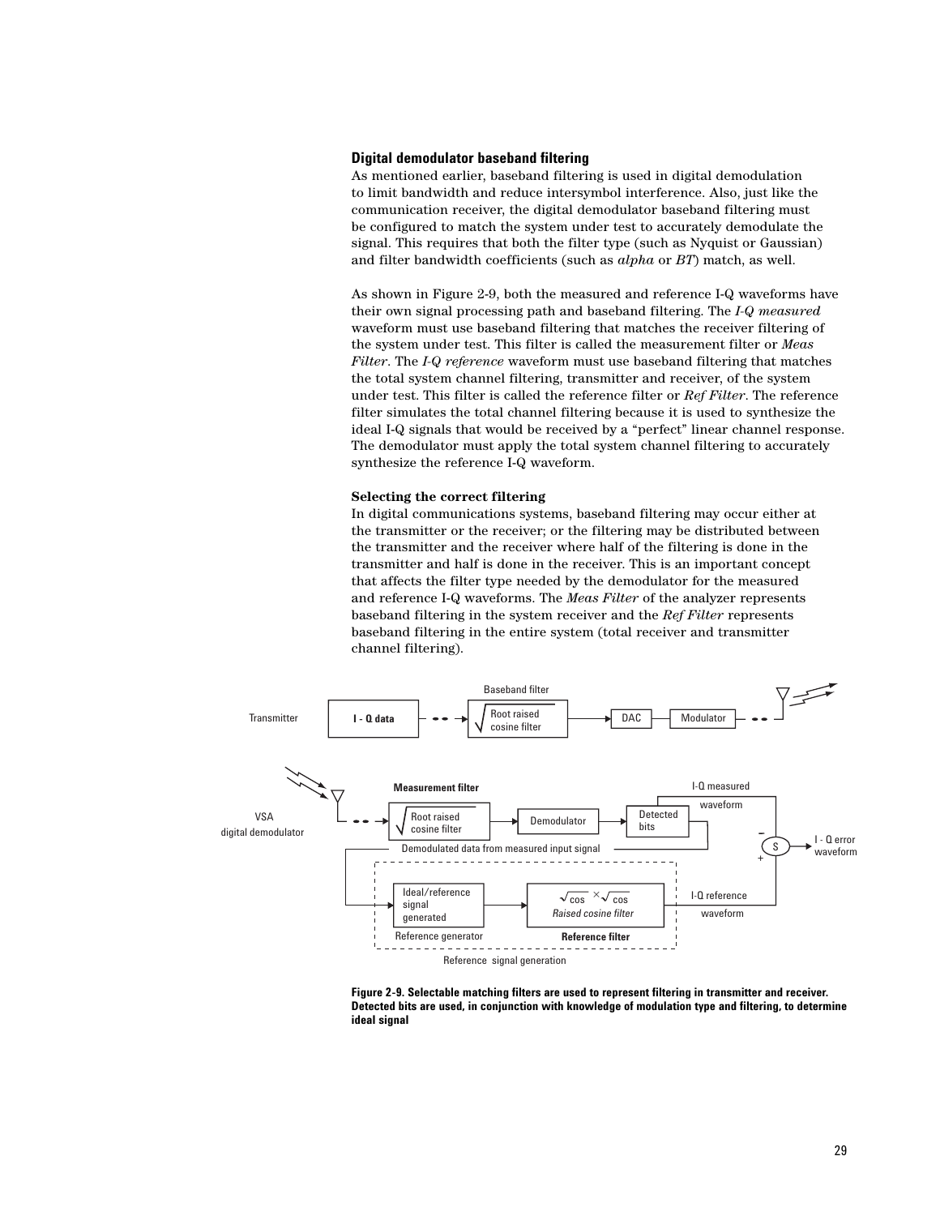### Digital demodulator baseband filtering

As mentioned earlier, baseband filtering is used in digital demodulation to limit bandwidth and reduce intersymbol interference. Also, just like the communication receiver, the digital demodulator baseband filtering must be configured to match the system under test to accurately demodulate the signal. This requires that both the filter type (such as Nyquist or Gaussian) and filter bandwidth coefficients (such as *alpha* or *BT*) match, as well.

As shown in Figure 2-9, both the measured and reference I-Q waveforms have their own signal processing path and baseband filtering. The *I-Q measured* waveform must use baseband filtering that matches the receiver filtering of the system under test. This filter is called the measurement filter or *Meas Filter*. The *I-Q reference* waveform must use baseband filtering that matches the total system channel filtering, transmitter and receiver, of the system under test. This filter is called the reference filter or *Ref Filter*. The reference filter simulates the total channel filtering because it is used to synthesize the ideal I-Q signals that would be received by a "perfect" linear channel response. The demodulator must apply the total system channel filtering to accurately synthesize the reference I-Q waveform.

**Selecting the correct filtering**

In digital communications systems, baseband filtering may occur either at the transmitter or the receiver; or the filtering may be distributed between the transmitter and the receiver where half of the filtering is done in the transmitter and half is done in the receiver. This is an important concept that affects the filter type needed by the demodulator for the measured and reference I-Q waveforms. The *Meas Filter* of the analyzer represents baseband filtering in the system receiver and the *Ref Filter* represents baseband filtering in the entire system (total receiver and transmitter channel filtering).

Transmitter
I - Q data
Baseband filter
Root raised cosine filter
DAC
Modulator

VSA digital demodulator
Measurement filter
Root raised cosine filter
Demodulator
Detected bits
I-Q measured waveform
Demodulated data from measured input signal
S
I - Q error waveform
Ideal/reference signal generated
Reference generator
$\sqrt{\cos} \times \sqrt{\cos}$
Raised cosine filter
Reference filter
I-Q reference waveform
Reference signal generation

**Figure 2-9. Selectable matching filters are used to represent filtering in transmitter and receiver. Detected bits are used, in conjunction with knowledge of modulation type and filtering, to determine ideal signal**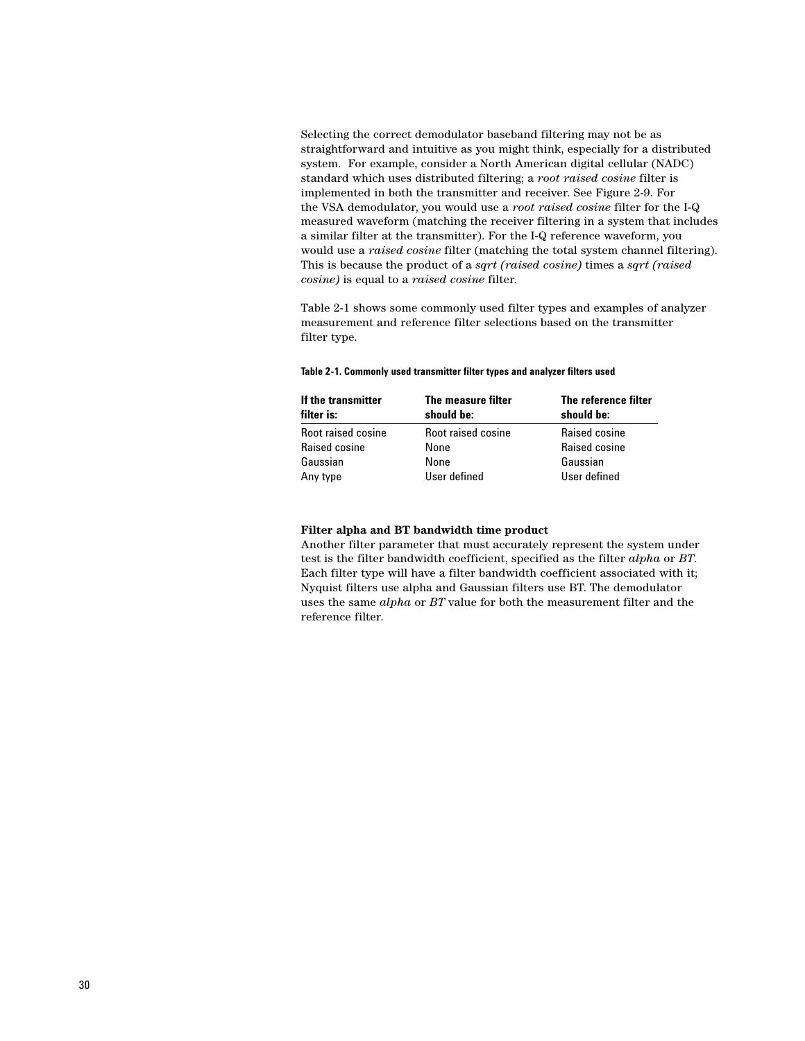Selecting the correct demodulator baseband filtering may not be as straightforward and intuitive as you might think, especially for a distributed system. For example, consider a North American digital cellular (NADC) standard which uses distributed filtering; a *root raised cosine* filter is implemented in both the transmitter and receiver. See Figure 2-9. For the VSA demodulator, you would use a *root raised cosine* filter for the I-Q measured waveform (matching the receiver filtering in a system that includes a similar filter at the transmitter). For the I-Q reference waveform, you would use a *raised cosine* filter (matching the total system channel filtering). This is because the product of a *sqrt (raised cosine)* times a *sqrt (raised cosine)* is equal to a *raised cosine* filter.

Table 2-1 shows some commonly used filter types and examples of analyzer measurement and reference filter selections based on the transmitter filter type.

**Table 2-1. Commonly used transmitter filter types and analyzer filters used**

| If the transmitter filter is: | The measure filter should be: | The reference filter should be: |
|---|---|---|
| Root raised cosine | Root raised cosine | Raised cosine |
| Raised cosine | None | Raised cosine |
| Gaussian | None | Gaussian |
| Any type | User defined | User defined |

**Filter alpha and BT bandwidth time product**

Another filter parameter that must accurately represent the system under test is the filter bandwidth coefficient, specified as the filter *alpha* or *BT*. Each filter type will have a filter bandwidth coefficient associated with it; Nyquist filters use alpha and Gaussian filters use BT. The demodulator uses the same *alpha* or *BT* value for both the measurement filter and the reference filter.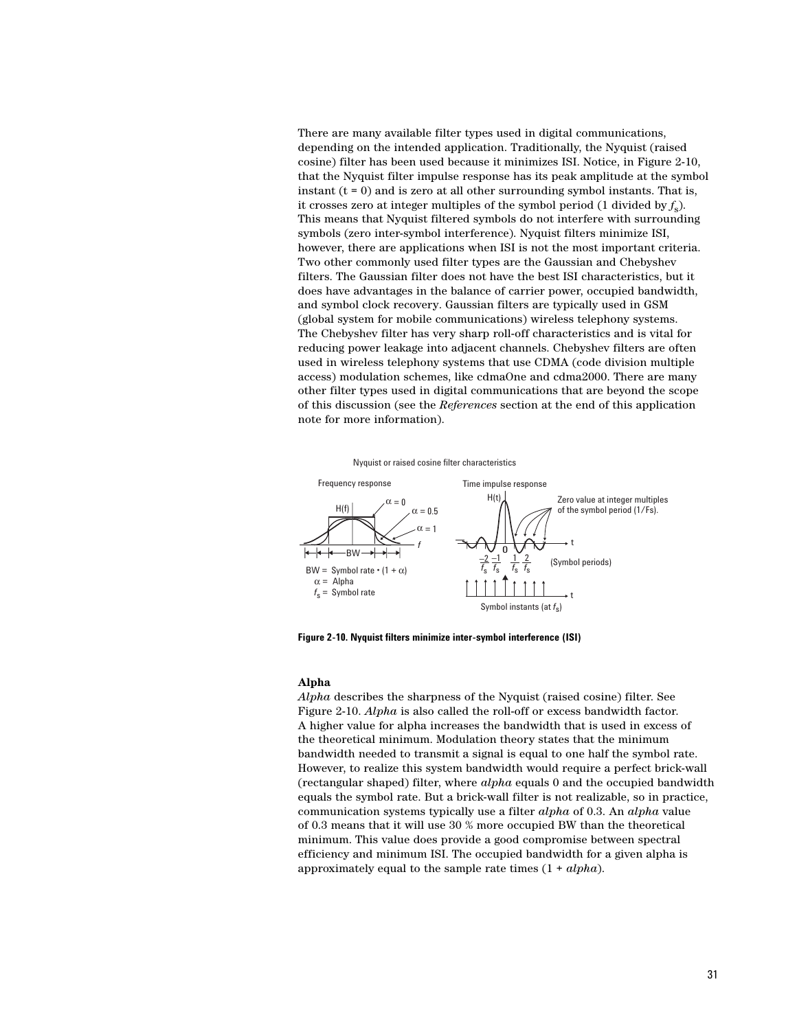There are many available filter types used in digital communications, depending on the intended application. Traditionally, the Nyquist (raised cosine) filter has been used because it minimizes ISI. Notice, in Figure 2-10, that the Nyquist filter impulse response has its peak amplitude at the symbol instant (t = 0) and is zero at all other surrounding symbol instants. That is, it crosses zero at integer multiples of the symbol period (1 divided by $f_s$). This means that Nyquist filtered symbols do not interfere with surrounding symbols (zero inter-symbol interference). Nyquist filters minimize ISI, however, there are applications when ISI is not the most important criteria. Two other commonly used filter types are the Gaussian and Chebyshev filters. The Gaussian filter does not have the best ISI characteristics, but it does have advantages in the balance of carrier power, occupied bandwidth, and symbol clock recovery. Gaussian filters are typically used in GSM (global system for mobile communications) wireless telephony systems. The Chebyshev filter has very sharp roll-off characteristics and is vital for reducing power leakage into adjacent channels. Chebyshev filters are often used in wireless telephony systems that use CDMA (code division multiple access) modulation schemes, like cdmaOne and cdma2000. There are many other filter types used in digital communications that are beyond the scope of this discussion (see the *References* section at the end of this application note for more information).

Nyquist or raised cosine filter characteristics

Frequency response

H(f)

$\alpha = 0$

$\alpha = 0.5$

$\alpha = 1$

$f$

BW

BW = Symbol rate • (1 + $\alpha$)

$\alpha$ = Alpha

$f_s$ = Symbol rate

Time impulse response

H(t)

Zero value at integer multiples of the symbol period (1/Fs).

t

0

$\frac{-2}{f_s}$ $\frac{-1}{f_s}$ $\frac{1}{f_s}$ $\frac{2}{f_s}$

(Symbol periods)

t

Symbol instants (at $f_s$)

**Figure 2-10. Nyquist filters minimize inter-symbol interference (ISI)**

### Alpha

*Alpha* describes the sharpness of the Nyquist (raised cosine) filter. See Figure 2-10. *Alpha* is also called the roll-off or excess bandwidth factor. A higher value for alpha increases the bandwidth that is used in excess of the theoretical minimum. Modulation theory states that the minimum bandwidth needed to transmit a signal is equal to one half the symbol rate. However, to realize this system bandwidth would require a perfect brick-wall (rectangular shaped) filter, where *alpha* equals 0 and the occupied bandwidth equals the symbol rate. But a brick-wall filter is not realizable, so in practice, communication systems typically use a filter *alpha* of 0.3. An *alpha* value of 0.3 means that it will use 30 % more occupied BW than the theoretical minimum. This value does provide a good compromise between spectral efficiency and minimum ISI. The occupied bandwidth for a given alpha is approximately equal to the sample rate times (1 + *alpha*).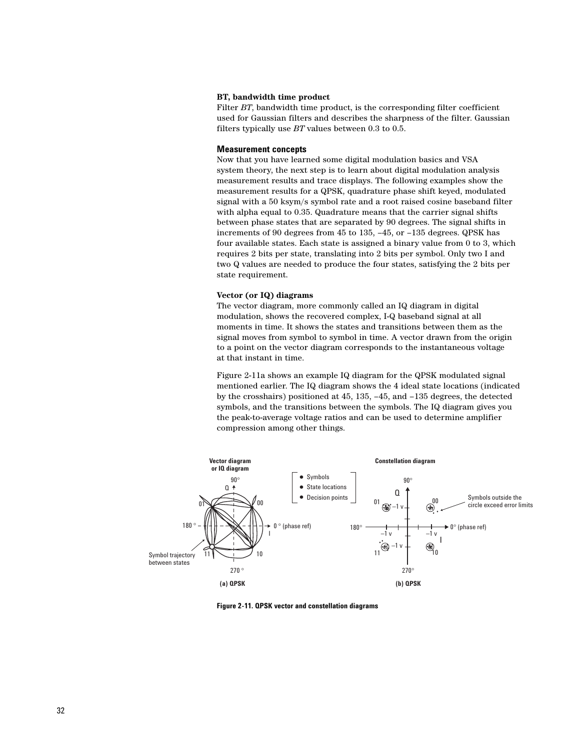### BT, bandwidth time product

Filter *BT*, bandwidth time product, is the corresponding filter coefficient used for Gaussian filters and describes the sharpness of the filter. Gaussian filters typically use *BT* values between 0.3 to 0.5.

## Measurement concepts

Now that you have learned some digital modulation basics and VSA system theory, the next step is to learn about digital modulation analysis measurement results and trace displays. The following examples show the measurement results for a QPSK, quadrature phase shift keyed, modulated signal with a 50 ksym/s symbol rate and a root raised cosine baseband filter with alpha equal to 0.35. Quadrature means that the carrier signal shifts between phase states that are separated by 90 degrees. The signal shifts in increments of 90 degrees from 45 to 135, –45, or –135 degrees. QPSK has four available states. Each state is assigned a binary value from 0 to 3, which requires 2 bits per state, translating into 2 bits per symbol. Only two I and two Q values are needed to produce the four states, satisfying the 2 bits per state requirement.

### Vector (or IQ) diagrams

The vector diagram, more commonly called an IQ diagram in digital modulation, shows the recovered complex, I-Q baseband signal at all moments in time. It shows the states and transitions between them as the signal moves from symbol to symbol in time. A vector drawn from the origin to a point on the vector diagram corresponds to the instantaneous voltage at that instant in time.

Figure 2-11a shows an example IQ diagram for the QPSK modulated signal mentioned earlier. The IQ diagram shows the 4 ideal state locations (indicated by the crosshairs) positioned at 45, 135, –45, and –135 degrees, the detected symbols, and the transitions between the symbols. The IQ diagram gives you the peak-to-average voltage ratios and can be used to determine amplifier compression among other things.

Vector diagram or IQ diagram

90°
Q
01
00
180°
0° (phase ref)
I
Symbol trajectory between states
11
10
270°
(a) QPSK

Symbols
State locations
Decision points

Constellation diagram

90°
Q
01
–1 v
00
Symbols outside the circle exceed error limits
180°
0° (phase ref)
–1 v
–1 v
I
–1 v
11
10
270°
(b) QPSK

Figure 2-11. QPSK vector and constellation diagrams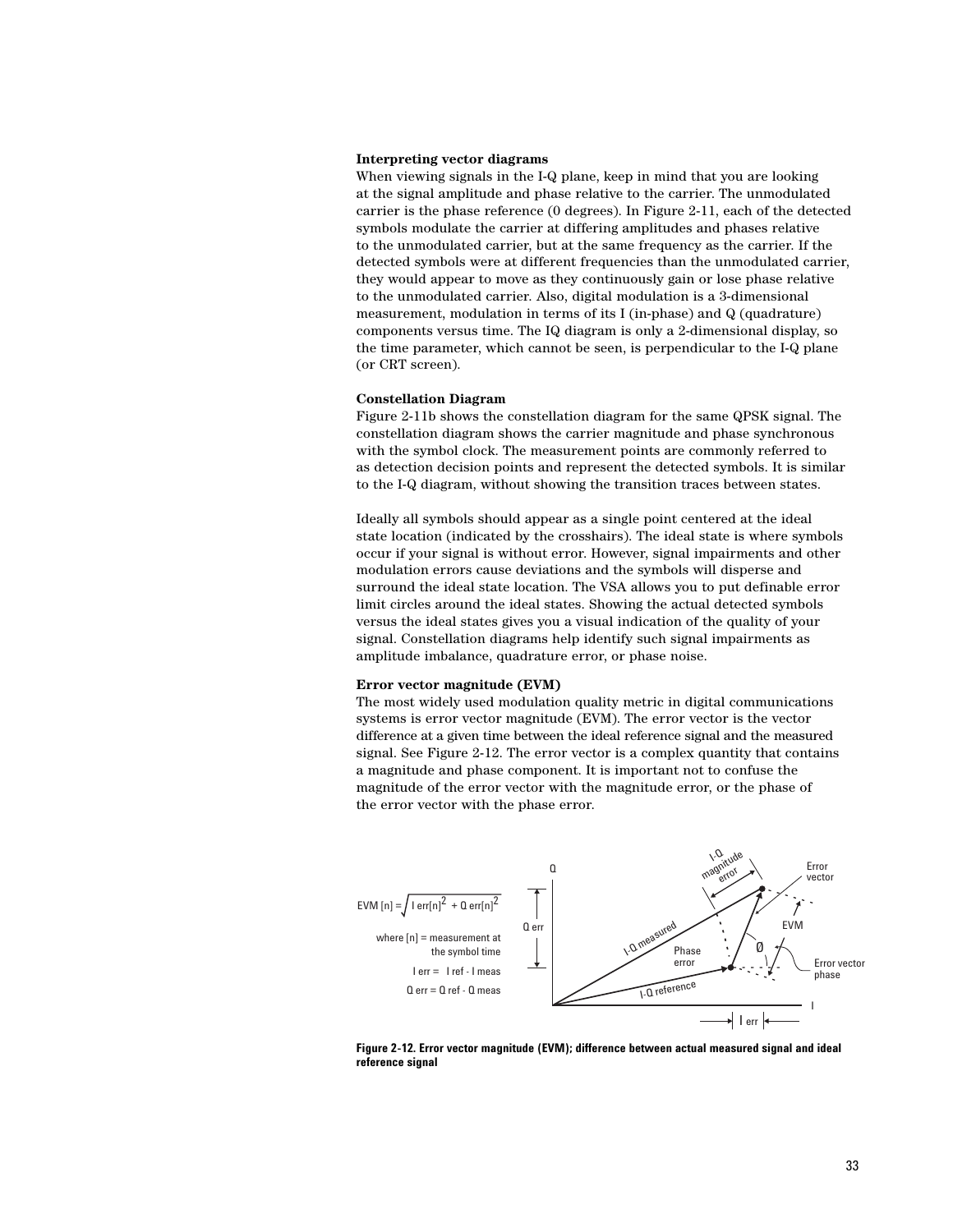**Interpreting vector diagrams**

When viewing signals in the I-Q plane, keep in mind that you are looking at the signal amplitude and phase relative to the carrier. The unmodulated carrier is the phase reference (0 degrees). In Figure 2-11, each of the detected symbols modulate the carrier at differing amplitudes and phases relative to the unmodulated carrier, but at the same frequency as the carrier. If the detected symbols were at different frequencies than the unmodulated carrier, they would appear to move as they continuously gain or lose phase relative to the unmodulated carrier. Also, digital modulation is a 3-dimensional measurement, modulation in terms of its I (in-phase) and Q (quadrature) components versus time. The IQ diagram is only a 2-dimensional display, so the time parameter, which cannot be seen, is perpendicular to the I-Q plane (or CRT screen).

**Constellation Diagram**

Figure 2-11b shows the constellation diagram for the same QPSK signal. The constellation diagram shows the carrier magnitude and phase synchronous with the symbol clock. The measurement points are commonly referred to as detection decision points and represent the detected symbols. It is similar to the I-Q diagram, without showing the transition traces between states.

Ideally all symbols should appear as a single point centered at the ideal state location (indicated by the crosshairs). The ideal state is where symbols occur if your signal is without error. However, signal impairments and other modulation errors cause deviations and the symbols will disperse and surround the ideal state location. The VSA allows you to put definable error limit circles around the ideal states. Showing the actual detected symbols versus the ideal states gives you a visual indication of the quality of your signal. Constellation diagrams help identify such signal impairments as amplitude imbalance, quadrature error, or phase noise.

**Error vector magnitude (EVM)**

The most widely used modulation quality metric in digital communications systems is error vector magnitude (EVM). The error vector is the vector difference at a given time between the ideal reference signal and the measured signal. See Figure 2-12. The error vector is a complex quantity that contains a magnitude and phase component. It is important not to confuse the magnitude of the error vector with the magnitude error, or the phase of the error vector with the phase error.

$$EVM[n] = \sqrt{I\,err[n]^2 + Q\,err[n]^2}$$

where [n] = measurement at the symbol time

$I\,err = I\,ref - I\,meas$

$Q\,err = Q\,ref - Q\,meas$

Q

I

Q err

I err

I-Q magnitude error

Error vector

EVM

I-Q measured

Phase error

Ø

Error vector phase

I-Q reference

Figure 2-12. Error vector magnitude (EVM); difference between actual measured signal and ideal reference signal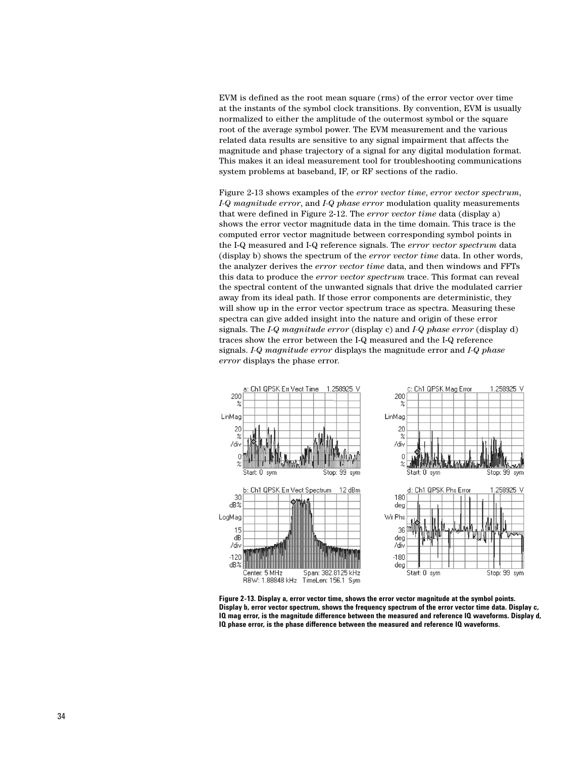EVM is defined as the root mean square (rms) of the error vector over time at the instants of the symbol clock transitions. By convention, EVM is usually normalized to either the amplitude of the outermost symbol or the square root of the average symbol power. The EVM measurement and the various related data results are sensitive to any signal impairment that affects the magnitude and phase trajectory of a signal for any digital modulation format. This makes it an ideal measurement tool for troubleshooting communications system problems at baseband, IF, or RF sections of the radio.

Figure 2-13 shows examples of the *error vector time*, *error vector spectrum*, *I-Q magnitude error*, and *I-Q phase error* modulation quality measurements that were defined in Figure 2-12. The *error vector time* data (display a) shows the error vector magnitude data in the time domain. This trace is the computed error vector magnitude between corresponding symbol points in the I-Q measured and I-Q reference signals. The *error vector spectrum* data (display b) shows the spectrum of the *error vector time* data. In other words, the analyzer derives the *error vector time* data, and then windows and FFTs this data to produce the *error vector spectrum* trace. This format can reveal the spectral content of the unwanted signals that drive the modulated carrier away from its ideal path. If those error components are deterministic, they will show up in the error vector spectrum trace as spectra. Measuring these spectra can give added insight into the nature and origin of these error signals. The *I-Q magnitude error* (display c) and *I-Q phase error* (display d) traces show the error between the I-Q measured and the I-Q reference signals. *I-Q magnitude error* displays the magnitude error and *I-Q phase error* displays the phase error.

a: Ch1 QPSK Err Vect Time 1.258925 V
200 %
LinMag
20 % /div
0 %
Start: 0 sym Stop: 99 sym

c: Ch1 QPSK Mag Error 1.258925 V
200 %
LinMag
20 % /div
0 %
Start: 0 sym Stop: 99 sym

b: Ch1 QPSK Err Vect Spectrum 12 dBm
30 dB%
LogMag
15 dB /div
-120 dB%
Center: 5 MHz Span: 382.8125 kHz
RBW: 1.88848 kHz TimeLen: 156.1 Sym

d: Ch1 QPSK Phs Error 1.258925 V
180 deg
Wr Phs
36 deg /div
-180 deg
Start: 0 sym Stop: 99 sym

**Figure 2-13. Display a, error vector time, shows the error vector magnitude at the symbol points. Display b, error vector spectrum, shows the frequency spectrum of the error vector time data. Display c, IQ mag error, is the magnitude difference between the measured and reference IQ waveforms. Display d, IQ phase error, is the phase difference between the measured and reference IQ waveforms.**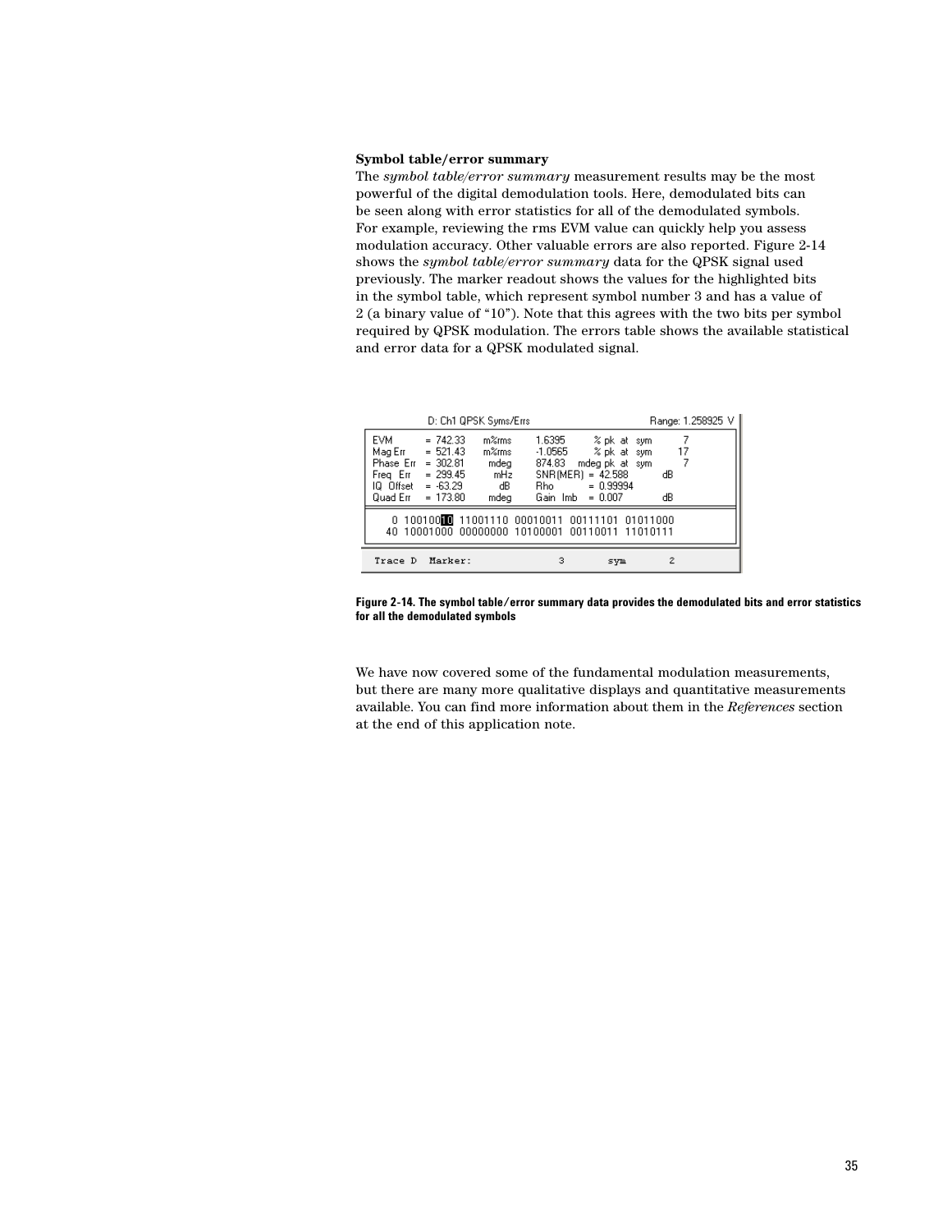**Symbol table/error summary**

The *symbol table/error summary* measurement results may be the most powerful of the digital demodulation tools. Here, demodulated bits can be seen along with error statistics for all of the demodulated symbols. For example, reviewing the rms EVM value can quickly help you assess modulation accuracy. Other valuable errors are also reported. Figure 2-14 shows the *symbol table/error summary* data for the QPSK signal used previously. The marker readout shows the values for the highlighted bits in the symbol table, which represent symbol number 3 and has a value of 2 (a binary value of "10"). Note that this agrees with the two bits per symbol required by QPSK modulation. The errors table shows the available statistical and error data for a QPSK modulated signal.

D: Ch1 QPSK Syms/Errs

Range: 1.258925 V

EVM = 742.33 m%rms 1.6395 % pk at sym 7

Mag Err = 521.43 m%rms -1.0565 % pk at sym 17

Phase Err = 302.81 mdeg 874.83 mdeg pk at sym 7

Freq Err = 299.45 mHz SNR(MER) = 42.588 dB

IQ Offset = -63.29 dB Rho = 0.99994

Quad Err = 173.80 mdeg Gain Imb = 0.007 dB

0 10010010 11001110 00010011 00111101 01011000

40 10001000 00000000 10100001 00110011 11010111

Trace D Marker: 3 sym 2

**Figure 2-14. The symbol table/error summary data provides the demodulated bits and error statistics for all the demodulated symbols**

We have now covered some of the fundamental modulation measurements, but there are many more qualitative displays and quantitative measurements available. You can find more information about them in the *References* section at the end of this application note.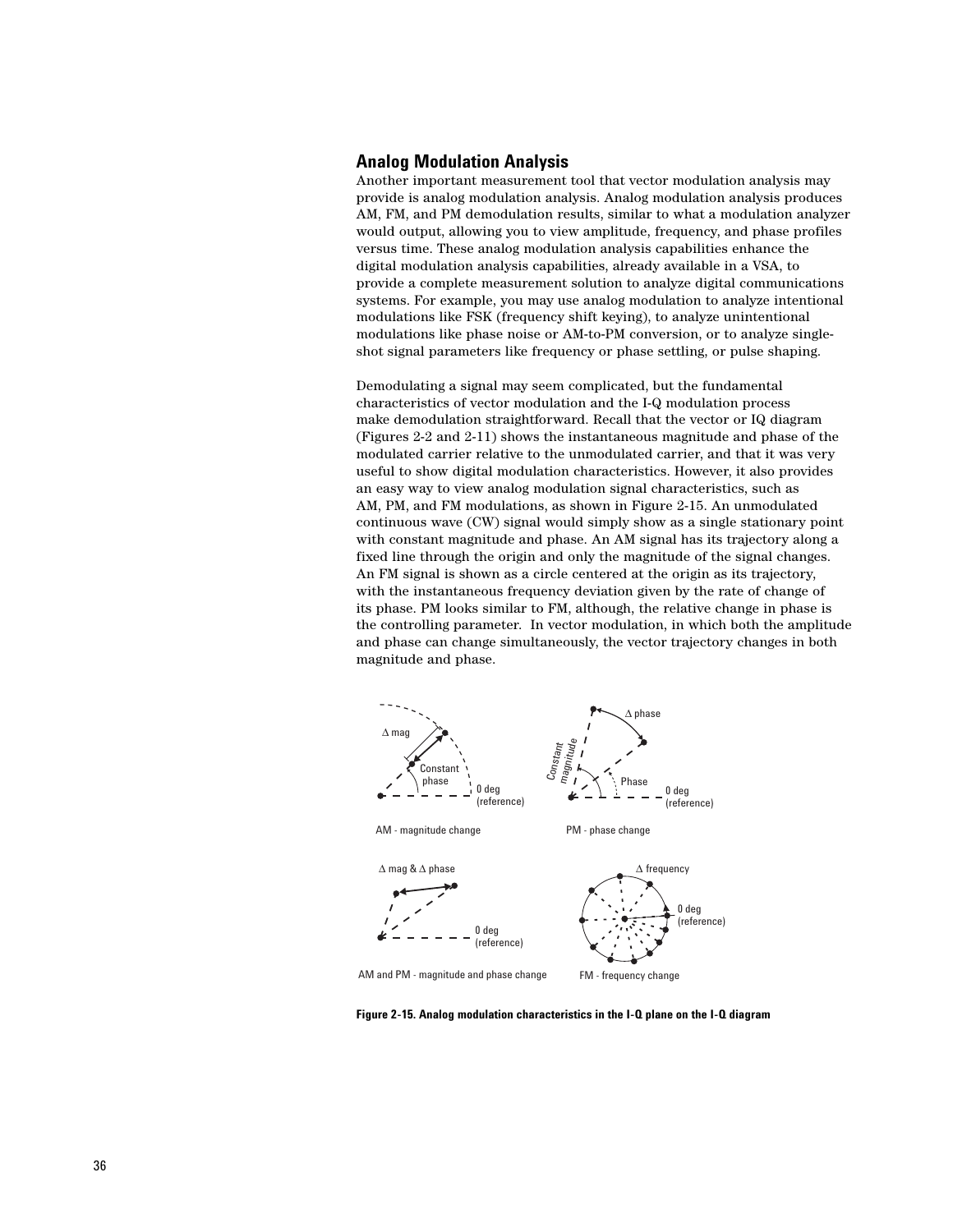## Analog Modulation Analysis

Another important measurement tool that vector modulation analysis may provide is analog modulation analysis. Analog modulation analysis produces AM, FM, and PM demodulation results, similar to what a modulation analyzer would output, allowing you to view amplitude, frequency, and phase profiles versus time. These analog modulation analysis capabilities enhance the digital modulation analysis capabilities, already available in a VSA, to provide a complete measurement solution to analyze digital communications systems. For example, you may use analog modulation to analyze intentional modulations like FSK (frequency shift keying), to analyze unintentional modulations like phase noise or AM-to-PM conversion, or to analyze single-shot signal parameters like frequency or phase settling, or pulse shaping.

Demodulating a signal may seem complicated, but the fundamental characteristics of vector modulation and the I-Q modulation process make demodulation straightforward. Recall that the vector or IQ diagram (Figures 2-2 and 2-11) shows the instantaneous magnitude and phase of the modulated carrier relative to the unmodulated carrier, and that it was very useful to show digital modulation characteristics. However, it also provides an easy way to view analog modulation signal characteristics, such as AM, PM, and FM modulations, as shown in Figure 2-15. An unmodulated continuous wave (CW) signal would simply show as a single stationary point with constant magnitude and phase. An AM signal has its trajectory along a fixed line through the origin and only the magnitude of the signal changes. An FM signal is shown as a circle centered at the origin as its trajectory, with the instantaneous frequency deviation given by the rate of change of its phase. PM looks similar to FM, although, the relative change in phase is the controlling parameter. In vector modulation, in which both the amplitude and phase can change simultaneously, the vector trajectory changes in both magnitude and phase.

Δ mag
Constant phase
0 deg (reference)
AM - magnitude change

Δ phase
Constant magnitude
Phase
0 deg (reference)
PM - phase change

Δ mag & Δ phase
0 deg (reference)
AM and PM - magnitude and phase change

Δ frequency
0 deg (reference)
FM - frequency change

**Figure 2-15. Analog modulation characteristics in the I-Q plane on the I-Q diagram**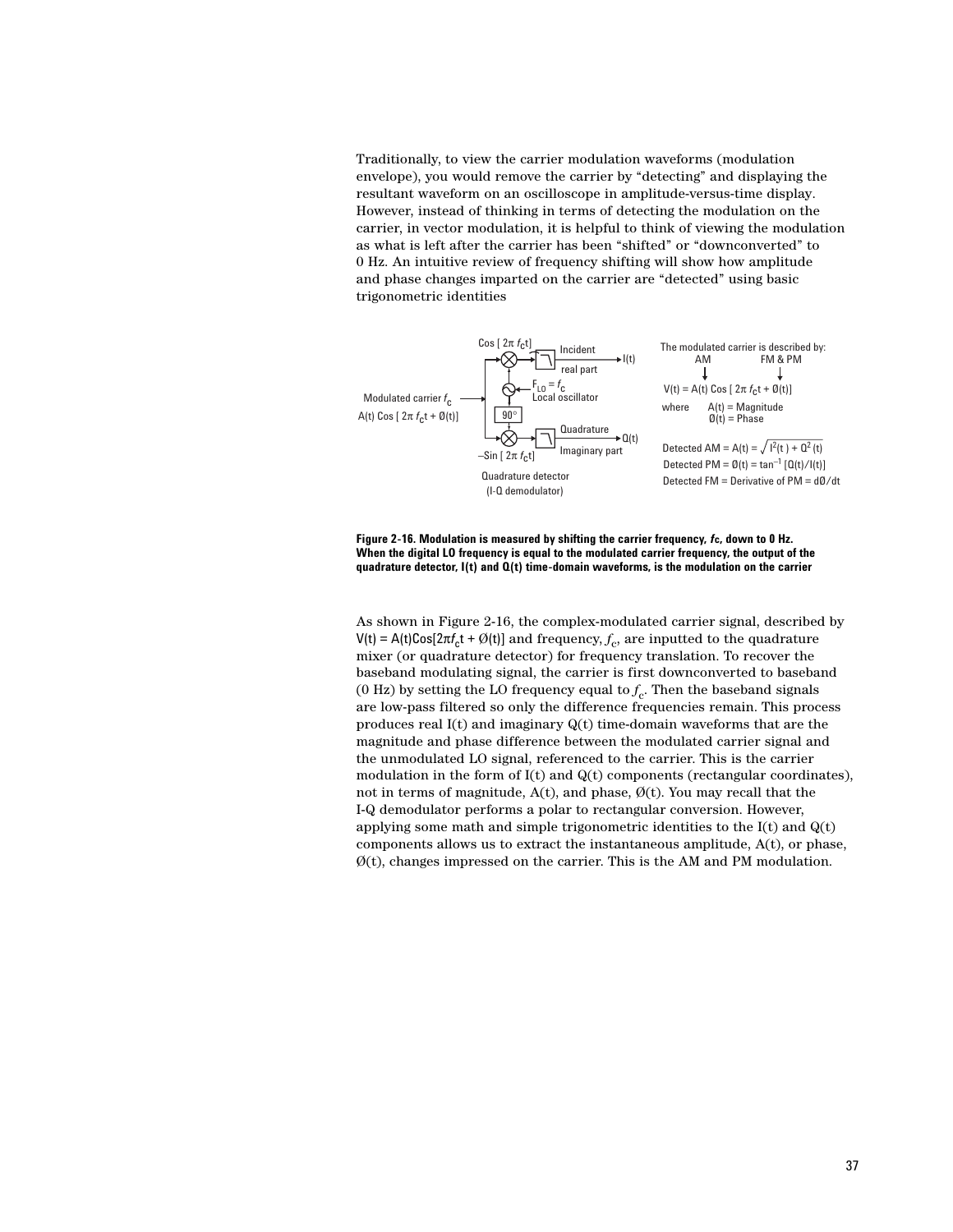Traditionally, to view the carrier modulation waveforms (modulation envelope), you would remove the carrier by "detecting" and displaying the resultant waveform on an oscilloscope in amplitude-versus-time display. However, instead of thinking in terms of detecting the modulation on the carrier, in vector modulation, it is helpful to think of viewing the modulation as what is left after the carrier has been "shifted" or "downconverted" to 0 Hz. An intuitive review of frequency shifting will show how amplitude and phase changes imparted on the carrier are "detected" using basic trigonometric identities

Cos [ $2\pi f_c t$]
Incident
real part
I(t)
$F_{LO} = f_c$
Local oscillator
Modulated carrier $f_c$
A(t) Cos [ $2\pi f_c t$ + Ø(t)]
90°
Quadrature
Imaginary part
Q(t)
–Sin [ $2\pi f_c t$]
Quadrature detector
(I-Q demodulator)

The modulated carrier is described by:
AM
FM & PM
V(t) = A(t) Cos [ $2\pi f_c t$ + Ø(t)]
where A(t) = Magnitude
Ø(t) = Phase
Detected AM = A(t) = $\sqrt{I^2(t) + Q^2(t)}$
Detected PM = Ø(t) = $\tan^{-1}$ [Q(t)/I(t)]
Detected FM = Derivative of PM = dØ/dt

**Figure 2-16. Modulation is measured by shifting the carrier frequency, *fc*, down to 0 Hz. When the digital LO frequency is equal to the modulated carrier frequency, the output of the quadrature detector, I(t) and Q(t) time-domain waveforms, is the modulation on the carrier**

As shown in Figure 2-16, the complex-modulated carrier signal, described by V(t) = A(t)Cos[$2\pi f_c t$ + Ø(t)] and frequency, $f_c$, are inputted to the quadrature mixer (or quadrature detector) for frequency translation. To recover the baseband modulating signal, the carrier is first downconverted to baseband (0 Hz) by setting the LO frequency equal to $f_c$. Then the baseband signals are low-pass filtered so only the difference frequencies remain. This process produces real I(t) and imaginary Q(t) time-domain waveforms that are the magnitude and phase difference between the modulated carrier signal and the unmodulated LO signal, referenced to the carrier. This is the carrier modulation in the form of I(t) and Q(t) components (rectangular coordinates), not in terms of magnitude, A(t), and phase, Ø(t). You may recall that the I-Q demodulator performs a polar to rectangular conversion. However, applying some math and simple trigonometric identities to the I(t) and Q(t) components allows us to extract the instantaneous amplitude, A(t), or phase, Ø(t), changes impressed on the carrier. This is the AM and PM modulation.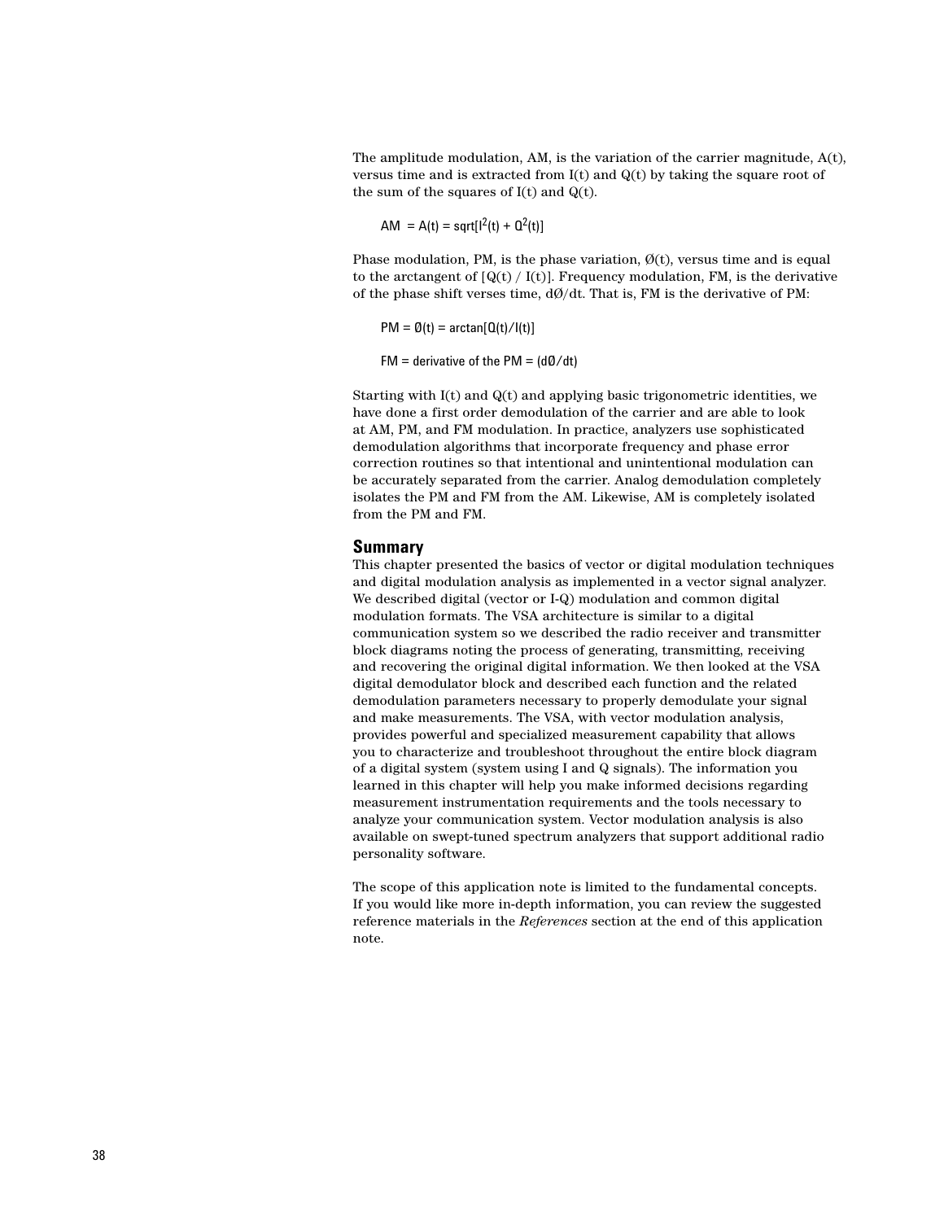The amplitude modulation, AM, is the variation of the carrier magnitude, A(t), versus time and is extracted from I(t) and Q(t) by taking the square root of the sum of the squares of I(t) and Q(t).

$$AM = A(t) = \text{sqrt}[I^2(t) + Q^2(t)]$$

Phase modulation, PM, is the phase variation, Ø(t), versus time and is equal to the arctangent of [Q(t) / I(t)]. Frequency modulation, FM, is the derivative of the phase shift verses time, dØ/dt. That is, FM is the derivative of PM:

$$PM = Ø(t) = \arctan[Q(t)/I(t)]$$

$$FM = \text{derivative of the PM} = (dØ/dt)$$

Starting with I(t) and Q(t) and applying basic trigonometric identities, we have done a first order demodulation of the carrier and are able to look at AM, PM, and FM modulation. In practice, analyzers use sophisticated demodulation algorithms that incorporate frequency and phase error correction routines so that intentional and unintentional modulation can be accurately separated from the carrier. Analog demodulation completely isolates the PM and FM from the AM. Likewise, AM is completely isolated from the PM and FM.

## Summary

This chapter presented the basics of vector or digital modulation techniques and digital modulation analysis as implemented in a vector signal analyzer. We described digital (vector or I-Q) modulation and common digital modulation formats. The VSA architecture is similar to a digital communication system so we described the radio receiver and transmitter block diagrams noting the process of generating, transmitting, receiving and recovering the original digital information. We then looked at the VSA digital demodulator block and described each function and the related demodulation parameters necessary to properly demodulate your signal and make measurements. The VSA, with vector modulation analysis, provides powerful and specialized measurement capability that allows you to characterize and troubleshoot throughout the entire block diagram of a digital system (system using I and Q signals). The information you learned in this chapter will help you make informed decisions regarding measurement instrumentation requirements and the tools necessary to analyze your communication system. Vector modulation analysis is also available on swept-tuned spectrum analyzers that support additional radio personality software.

The scope of this application note is limited to the fundamental concepts. If you would like more in-depth information, you can review the suggested reference materials in the *References* section at the end of this application note.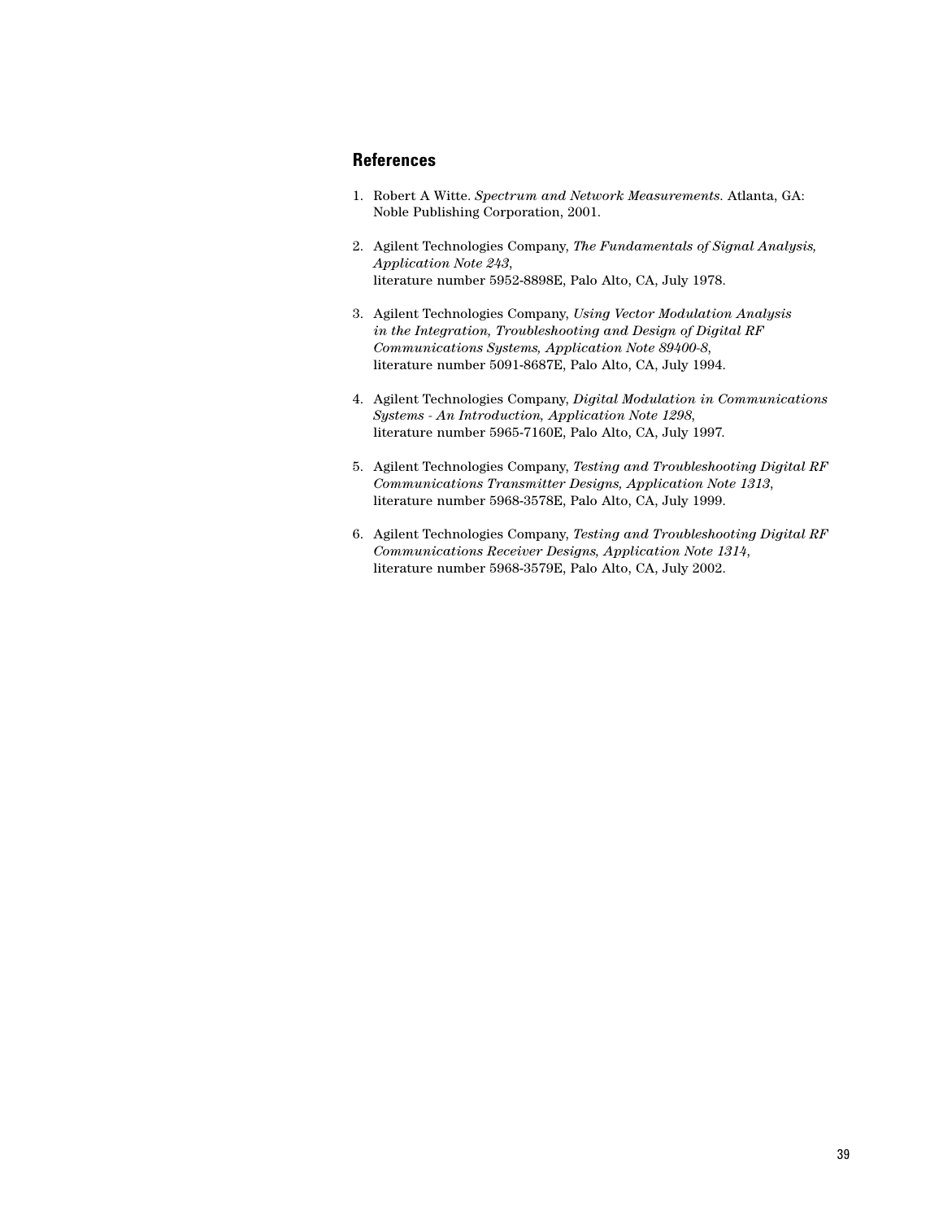## References

1. Robert A Witte. *Spectrum and Network Measurements*. Atlanta, GA: Noble Publishing Corporation, 2001.

2. Agilent Technologies Company, *The Fundamentals of Signal Analysis, Application Note 243*, literature number 5952-8898E, Palo Alto, CA, July 1978.

3. Agilent Technologies Company, *Using Vector Modulation Analysis in the Integration, Troubleshooting and Design of Digital RF Communications Systems, Application Note 89400-8*, literature number 5091-8687E, Palo Alto, CA, July 1994.

4. Agilent Technologies Company, *Digital Modulation in Communications Systems - An Introduction, Application Note 1298*, literature number 5965-7160E, Palo Alto, CA, July 1997.

5. Agilent Technologies Company, *Testing and Troubleshooting Digital RF Communications Transmitter Designs, Application Note 1313*, literature number 5968-3578E, Palo Alto, CA, July 1999.

6. Agilent Technologies Company, *Testing and Troubleshooting Digital RF Communications Receiver Designs, Application Note 1314*, literature number 5968-3579E, Palo Alto, CA, July 2002.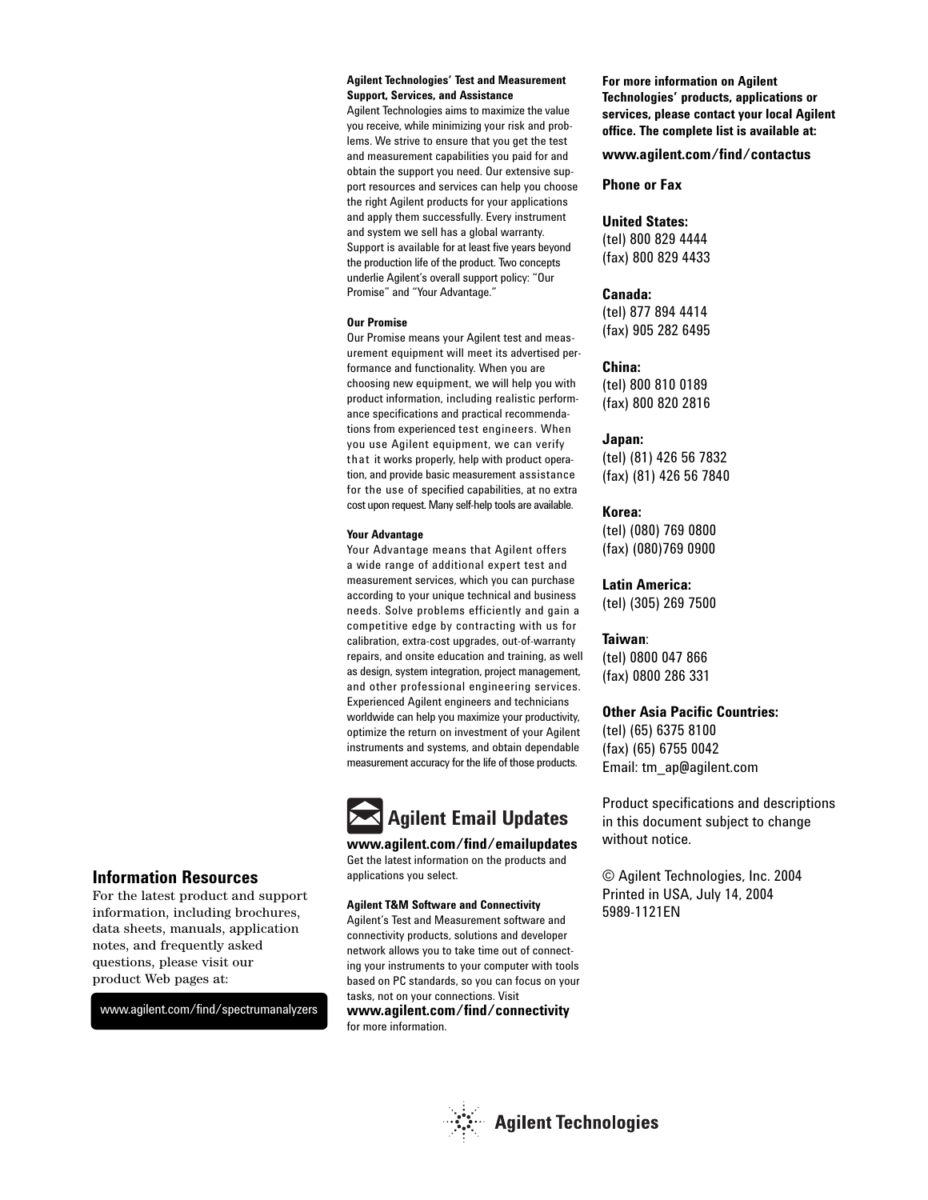### Agilent Technologies' Test and Measurement Support, Services, and Assistance

Agilent Technologies aims to maximize the value you receive, while minimizing your risk and problems. We strive to ensure that you get the test and measurement capabilities you paid for and obtain the support you need. Our extensive support resources and services can help you choose the right Agilent products for your applications and apply them successfully. Every instrument and system we sell has a global warranty. Support is available for at least five years beyond the production life of the product. Two concepts underlie Agilent's overall support policy: "Our Promise" and "Your Advantage."

#### Our Promise

Our Promise means your Agilent test and measurement equipment will meet its advertised performance and functionality. When you are choosing new equipment, we will help you with product information, including realistic performance specifications and practical recommendations from experienced test engineers. When you use Agilent equipment, we can verify that it works properly, help with product operation, and provide basic measurement assistance for the use of specified capabilities, at no extra cost upon request. Many self-help tools are available.

#### Your Advantage

Your Advantage means that Agilent offers a wide range of additional expert test and measurement services, which you can purchase according to your unique technical and business needs. Solve problems efficiently and gain a competitive edge by contracting with us for calibration, extra-cost upgrades, out-of-warranty repairs, and onsite education and training, as well as design, system integration, project management, and other professional engineering services. Experienced Agilent engineers and technicians worldwide can help you maximize your productivity, optimize the return on investment of your Agilent instruments and systems, and obtain dependable measurement accuracy for the life of those products.

## Agilent Email Updates

**www.agilent.com/find/emailupdates**
Get the latest information on the products and applications you select.

#### Agilent T&M Software and Connectivity

Agilent's Test and Measurement software and connectivity products, solutions and developer network allows you to take time out of connecting your instruments to your computer with tools based on PC standards, so you can focus on your tasks, not on your connections. Visit
**www.agilent.com/find/connectivity**
for more information.

## Information Resources

For the latest product and support information, including brochures, data sheets, manuals, application notes, and frequently asked questions, please visit our product Web pages at:

www.agilent.com/find/spectrumanalyzers

**For more information on Agilent Technologies' products, applications or services, please contact your local Agilent office. The complete list is available at:**

**www.agilent.com/find/contactus**

**Phone or Fax**

**United States:**
(tel) 800 829 4444
(fax) 800 829 4433

**Canada:**
(tel) 877 894 4414
(fax) 905 282 6495

**China:**
(tel) 800 810 0189
(fax) 800 820 2816

**Japan:**
(tel) (81) 426 56 7832
(fax) (81) 426 56 7840

**Korea:**
(tel) (080) 769 0800
(fax) (080)769 0900

**Latin America:**
(tel) (305) 269 7500

**Taiwan**:
(tel) 0800 047 866
(fax) 0800 286 331

**Other Asia Pacific Countries:**
(tel) (65) 6375 8100
(fax) (65) 6755 0042
Email: tm_ap@agilent.com

Product specifications and descriptions in this document subject to change without notice.

© Agilent Technologies, Inc. 2004
Printed in USA, July 14, 2004
5989-1121EN

Agilent Technologies